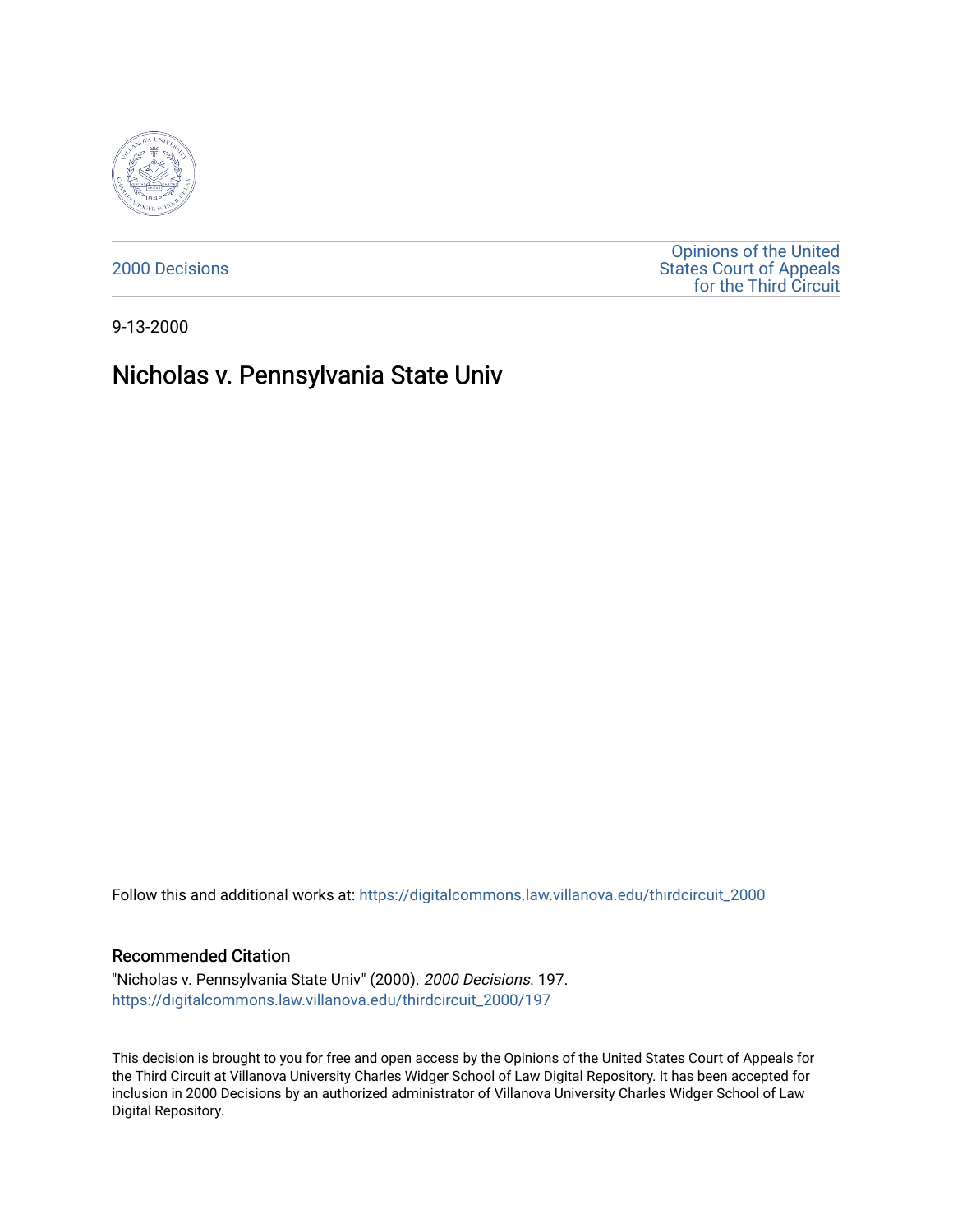2000 Decisions

Opinions of the United States Court of Appeals for the Third Circuit

9-13-2000

# Nicholas v. Pennsylvania State Univ

Follow this and additional works at: https://digitalcommons.law.villanova.edu/thirdcircuit_2000

## Recommended Citation

"Nicholas v. Pennsylvania State Univ" (2000). *2000 Decisions*. 197.
https://digitalcommons.law.villanova.edu/thirdcircuit_2000/197

This decision is brought to you for free and open access by the Opinions of the United States Court of Appeals for the Third Circuit at Villanova University Charles Widger School of Law Digital Repository. It has been accepted for inclusion in 2000 Decisions by an authorized administrator of Villanova University Charles Widger School of Law Digital Repository.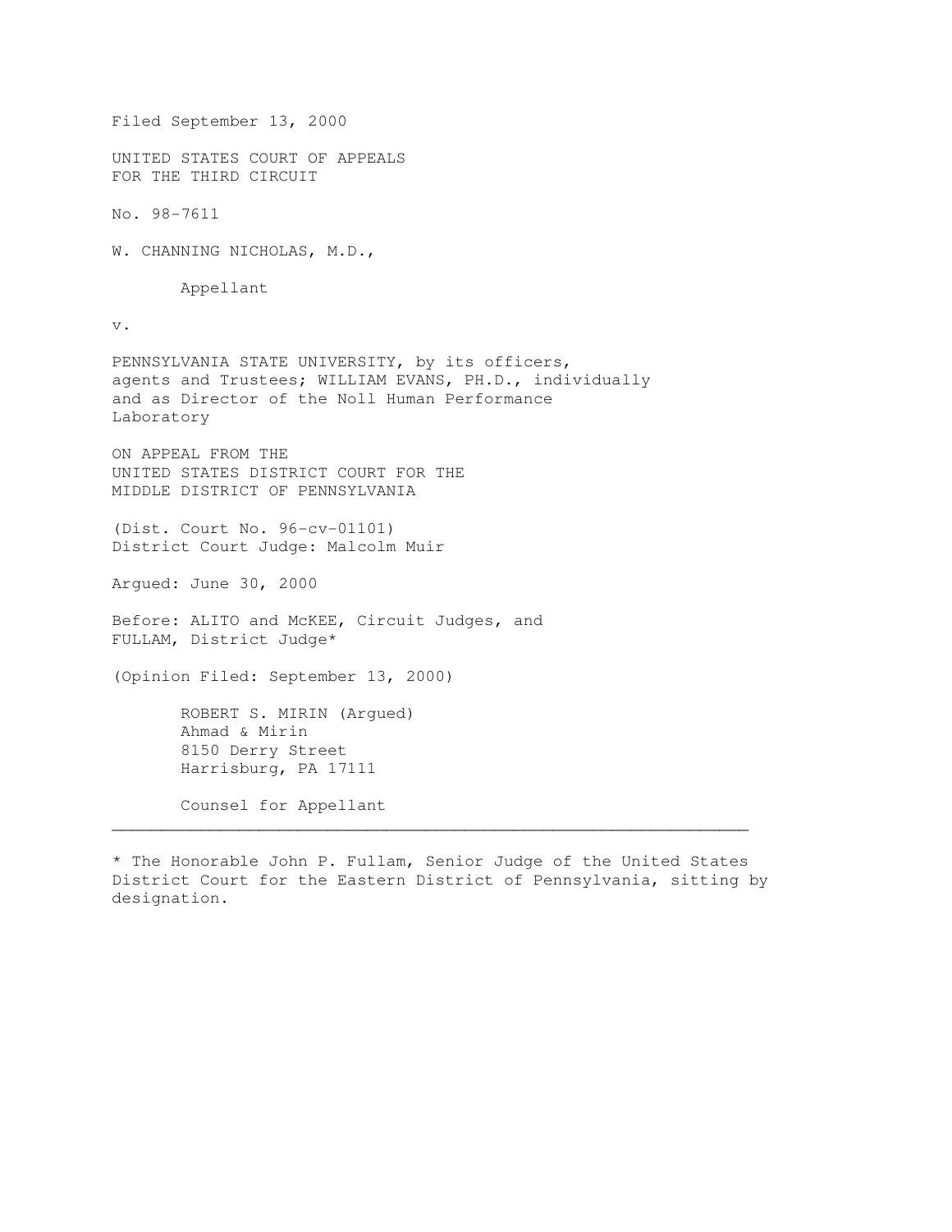Filed September 13, 2000

UNITED STATES COURT OF APPEALS
FOR THE THIRD CIRCUIT

No. 98-7611

W. CHANNING NICHOLAS, M.D.,

Appellant

v.

PENNSYLVANIA STATE UNIVERSITY, by its officers, agents and Trustees; WILLIAM EVANS, PH.D., individually and as Director of the Noll Human Performance Laboratory

ON APPEAL FROM THE
UNITED STATES DISTRICT COURT FOR THE
MIDDLE DISTRICT OF PENNSYLVANIA

(Dist. Court No. 96-cv-01101)
District Court Judge: Malcolm Muir

Argued: June 30, 2000

Before: ALITO and McKEE, Circuit Judges, and FULLAM, District Judge*

(Opinion Filed: September 13, 2000)

ROBERT S. MIRIN (Argued)
Ahmad & Mirin
8150 Derry Street
Harrisburg, PA 17111

Counsel for Appellant

---

* The Honorable John P. Fullam, Senior Judge of the United States District Court for the Eastern District of Pennsylvania, sitting by designation.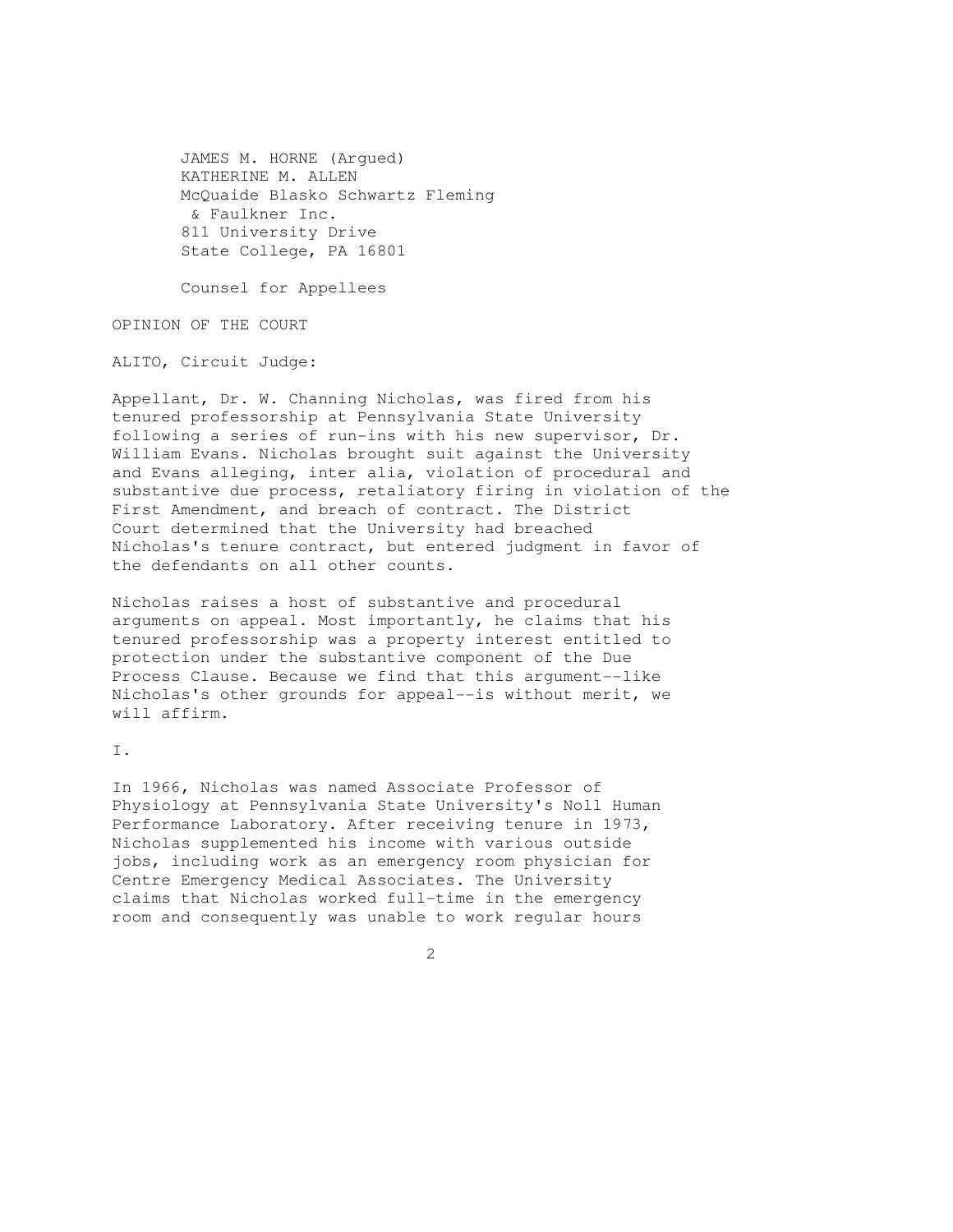JAMES M. HORNE (Argued)
KATHERINE M. ALLEN
McQuaide Blasko Schwartz Fleming & Faulkner Inc.
811 University Drive
State College, PA 16801

Counsel for Appellees

OPINION OF THE COURT

ALITO, Circuit Judge:

Appellant, Dr. W. Channing Nicholas, was fired from his tenured professorship at Pennsylvania State University following a series of run-ins with his new supervisor, Dr. William Evans. Nicholas brought suit against the University and Evans alleging, inter alia, violation of procedural and substantive due process, retaliatory firing in violation of the First Amendment, and breach of contract. The District Court determined that the University had breached Nicholas's tenure contract, but entered judgment in favor of the defendants on all other counts.

Nicholas raises a host of substantive and procedural arguments on appeal. Most importantly, he claims that his tenured professorship was a property interest entitled to protection under the substantive component of the Due Process Clause. Because we find that this argument--like Nicholas's other grounds for appeal--is without merit, we will affirm.

I.

In 1966, Nicholas was named Associate Professor of Physiology at Pennsylvania State University's Noll Human Performance Laboratory. After receiving tenure in 1973, Nicholas supplemented his income with various outside jobs, including work as an emergency room physician for Centre Emergency Medical Associates. The University claims that Nicholas worked full-time in the emergency room and consequently was unable to work regular hours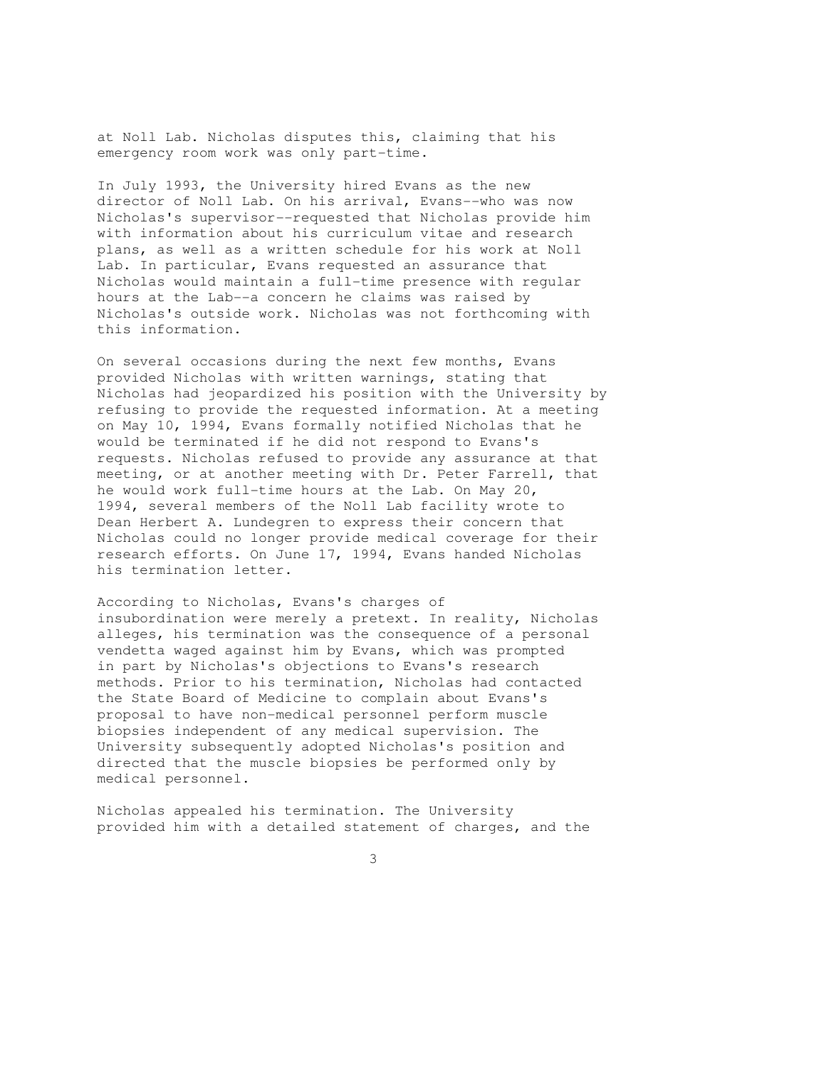at Noll Lab. Nicholas disputes this, claiming that his emergency room work was only part-time.

In July 1993, the University hired Evans as the new director of Noll Lab. On his arrival, Evans--who was now Nicholas's supervisor--requested that Nicholas provide him with information about his curriculum vitae and research plans, as well as a written schedule for his work at Noll Lab. In particular, Evans requested an assurance that Nicholas would maintain a full-time presence with regular hours at the Lab--a concern he claims was raised by Nicholas's outside work. Nicholas was not forthcoming with this information.

On several occasions during the next few months, Evans provided Nicholas with written warnings, stating that Nicholas had jeopardized his position with the University by refusing to provide the requested information. At a meeting on May 10, 1994, Evans formally notified Nicholas that he would be terminated if he did not respond to Evans's requests. Nicholas refused to provide any assurance at that meeting, or at another meeting with Dr. Peter Farrell, that he would work full-time hours at the Lab. On May 20, 1994, several members of the Noll Lab facility wrote to Dean Herbert A. Lundegren to express their concern that Nicholas could no longer provide medical coverage for their research efforts. On June 17, 1994, Evans handed Nicholas his termination letter.

According to Nicholas, Evans's charges of insubordination were merely a pretext. In reality, Nicholas alleges, his termination was the consequence of a personal vendetta waged against him by Evans, which was prompted in part by Nicholas's objections to Evans's research methods. Prior to his termination, Nicholas had contacted the State Board of Medicine to complain about Evans's proposal to have non-medical personnel perform muscle biopsies independent of any medical supervision. The University subsequently adopted Nicholas's position and directed that the muscle biopsies be performed only by medical personnel.

Nicholas appealed his termination. The University provided him with a detailed statement of charges, and the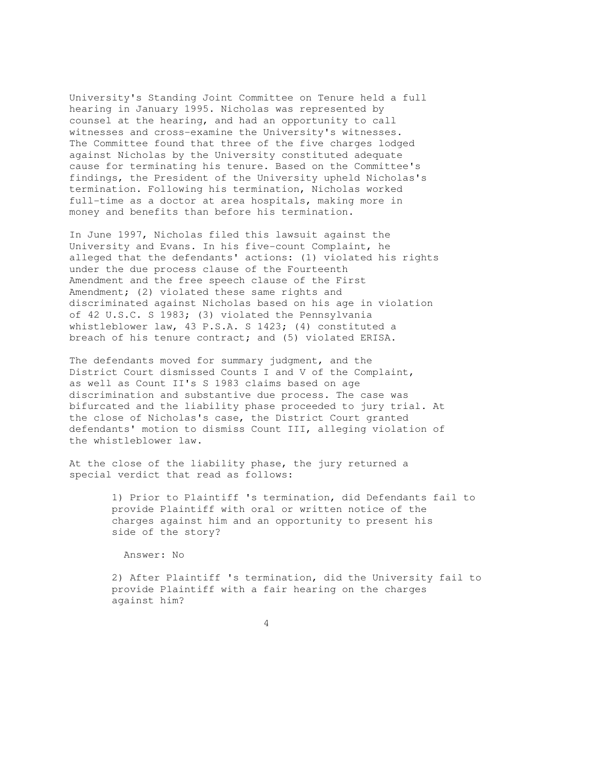University's Standing Joint Committee on Tenure held a full hearing in January 1995. Nicholas was represented by counsel at the hearing, and had an opportunity to call witnesses and cross-examine the University's witnesses. The Committee found that three of the five charges lodged against Nicholas by the University constituted adequate cause for terminating his tenure. Based on the Committee's findings, the President of the University upheld Nicholas's termination. Following his termination, Nicholas worked full-time as a doctor at area hospitals, making more in money and benefits than before his termination.

In June 1997, Nicholas filed this lawsuit against the University and Evans. In his five-count Complaint, he alleged that the defendants' actions: (1) violated his rights under the due process clause of the Fourteenth Amendment and the free speech clause of the First Amendment; (2) violated these same rights and discriminated against Nicholas based on his age in violation of 42 U.S.C. S 1983; (3) violated the Pennsylvania whistleblower law, 43 P.S.A. S 1423; (4) constituted a breach of his tenure contract; and (5) violated ERISA.

The defendants moved for summary judgment, and the District Court dismissed Counts I and V of the Complaint, as well as Count II's S 1983 claims based on age discrimination and substantive due process. The case was bifurcated and the liability phase proceeded to jury trial. At the close of Nicholas's case, the District Court granted defendants' motion to dismiss Count III, alleging violation of the whistleblower law.

At the close of the liability phase, the jury returned a special verdict that read as follows:

> 1) Prior to Plaintiff 's termination, did Defendants fail to provide Plaintiff with oral or written notice of the charges against him and an opportunity to present his side of the story?
>
> Answer: No
>
> 2) After Plaintiff 's termination, did the University fail to provide Plaintiff with a fair hearing on the charges against him?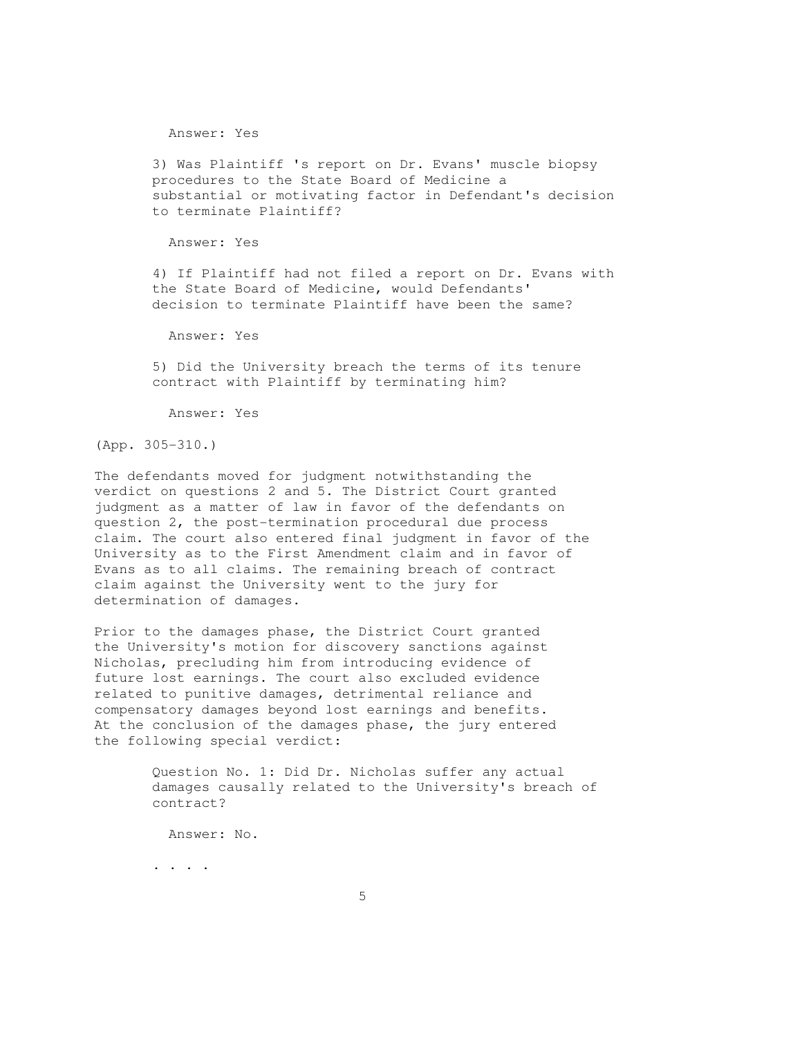> Answer: Yes
>
> 3) Was Plaintiff 's report on Dr. Evans' muscle biopsy procedures to the State Board of Medicine a substantial or motivating factor in Defendant's decision to terminate Plaintiff?
>
> Answer: Yes
>
> 4) If Plaintiff had not filed a report on Dr. Evans with the State Board of Medicine, would Defendants' decision to terminate Plaintiff have been the same?
>
> Answer: Yes
>
> 5) Did the University breach the terms of its tenure contract with Plaintiff by terminating him?
>
> Answer: Yes

(App. 305-310.)

The defendants moved for judgment notwithstanding the verdict on questions 2 and 5. The District Court granted judgment as a matter of law in favor of the defendants on question 2, the post-termination procedural due process claim. The court also entered final judgment in favor of the University as to the First Amendment claim and in favor of Evans as to all claims. The remaining breach of contract claim against the University went to the jury for determination of damages.

Prior to the damages phase, the District Court granted the University's motion for discovery sanctions against Nicholas, precluding him from introducing evidence of future lost earnings. The court also excluded evidence related to punitive damages, detrimental reliance and compensatory damages beyond lost earnings and benefits. At the conclusion of the damages phase, the jury entered the following special verdict:

> Question No. 1: Did Dr. Nicholas suffer any actual damages causally related to the University's breach of contract?
>
> Answer: No.
>
> . . . .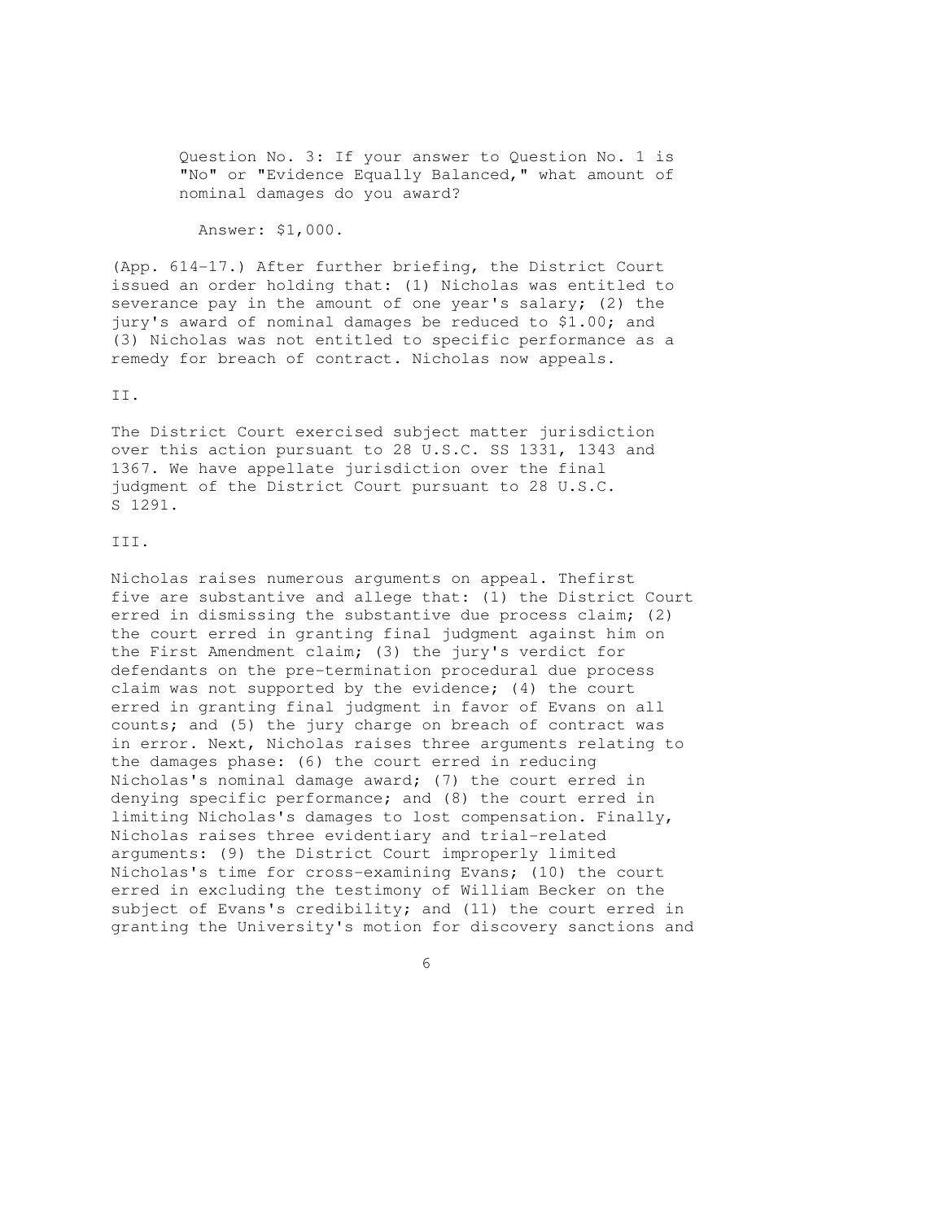> Question No. 3: If your answer to Question No. 1 is "No" or "Evidence Equally Balanced," what amount of nominal damages do you award?
>
> Answer: $1,000.

(App. 614-17.) After further briefing, the District Court issued an order holding that: (1) Nicholas was entitled to severance pay in the amount of one year's salary; (2) the jury's award of nominal damages be reduced to $1.00; and (3) Nicholas was not entitled to specific performance as a remedy for breach of contract. Nicholas now appeals.

II.

The District Court exercised subject matter jurisdiction over this action pursuant to 28 U.S.C. SS 1331, 1343 and 1367. We have appellate jurisdiction over the final judgment of the District Court pursuant to 28 U.S.C. S 1291.

III.

Nicholas raises numerous arguments on appeal. Thefirst five are substantive and allege that: (1) the District Court erred in dismissing the substantive due process claim; (2) the court erred in granting final judgment against him on the First Amendment claim; (3) the jury's verdict for defendants on the pre-termination procedural due process claim was not supported by the evidence; (4) the court erred in granting final judgment in favor of Evans on all counts; and (5) the jury charge on breach of contract was in error. Next, Nicholas raises three arguments relating to the damages phase: (6) the court erred in reducing Nicholas's nominal damage award; (7) the court erred in denying specific performance; and (8) the court erred in limiting Nicholas's damages to lost compensation. Finally, Nicholas raises three evidentiary and trial-related arguments: (9) the District Court improperly limited Nicholas's time for cross-examining Evans; (10) the court erred in excluding the testimony of William Becker on the subject of Evans's credibility; and (11) the court erred in granting the University's motion for discovery sanctions and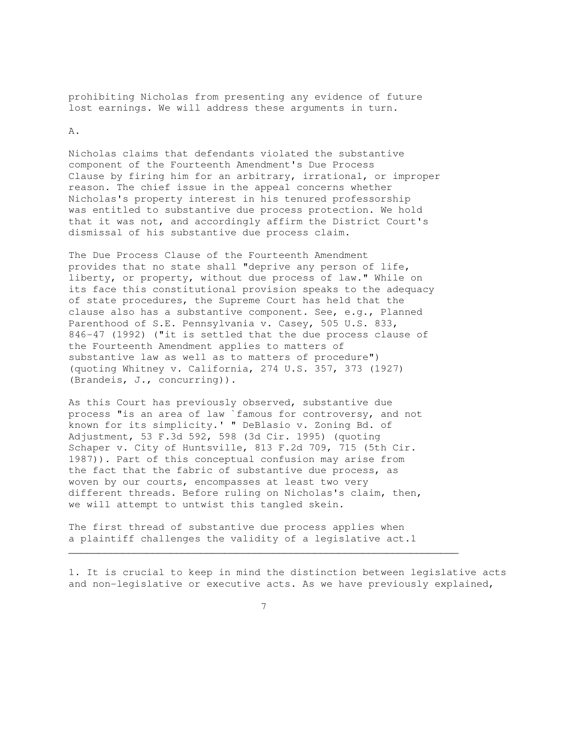prohibiting Nicholas from presenting any evidence of future lost earnings. We will address these arguments in turn.

A.

Nicholas claims that defendants violated the substantive component of the Fourteenth Amendment's Due Process Clause by firing him for an arbitrary, irrational, or improper reason. The chief issue in the appeal concerns whether Nicholas's property interest in his tenured professorship was entitled to substantive due process protection. We hold that it was not, and accordingly affirm the District Court's dismissal of his substantive due process claim.

The Due Process Clause of the Fourteenth Amendment provides that no state shall "deprive any person of life, liberty, or property, without due process of law." While on its face this constitutional provision speaks to the adequacy of state procedures, the Supreme Court has held that the clause also has a substantive component. See, e.g., Planned Parenthood of S.E. Pennsylvania v. Casey, 505 U.S. 833, 846-47 (1992) ("it is settled that the due process clause of the Fourteenth Amendment applies to matters of substantive law as well as to matters of procedure") (quoting Whitney v. California, 274 U.S. 357, 373 (1927) (Brandeis, J., concurring)).

As this Court has previously observed, substantive due process "is an area of law `famous for controversy, and not known for its simplicity.' " DeBlasio v. Zoning Bd. of Adjustment, 53 F.3d 592, 598 (3d Cir. 1995) (quoting Schaper v. City of Huntsville, 813 F.2d 709, 715 (5th Cir. 1987)). Part of this conceptual confusion may arise from the fact that the fabric of substantive due process, as woven by our courts, encompasses at least two very different threads. Before ruling on Nicholas's claim, then, we will attempt to untwist this tangled skein.

The first thread of substantive due process applies when a plaintiff challenges the validity of a legislative act.[1]

---

1. It is crucial to keep in mind the distinction between legislative acts and non-legislative or executive acts. As we have previously explained,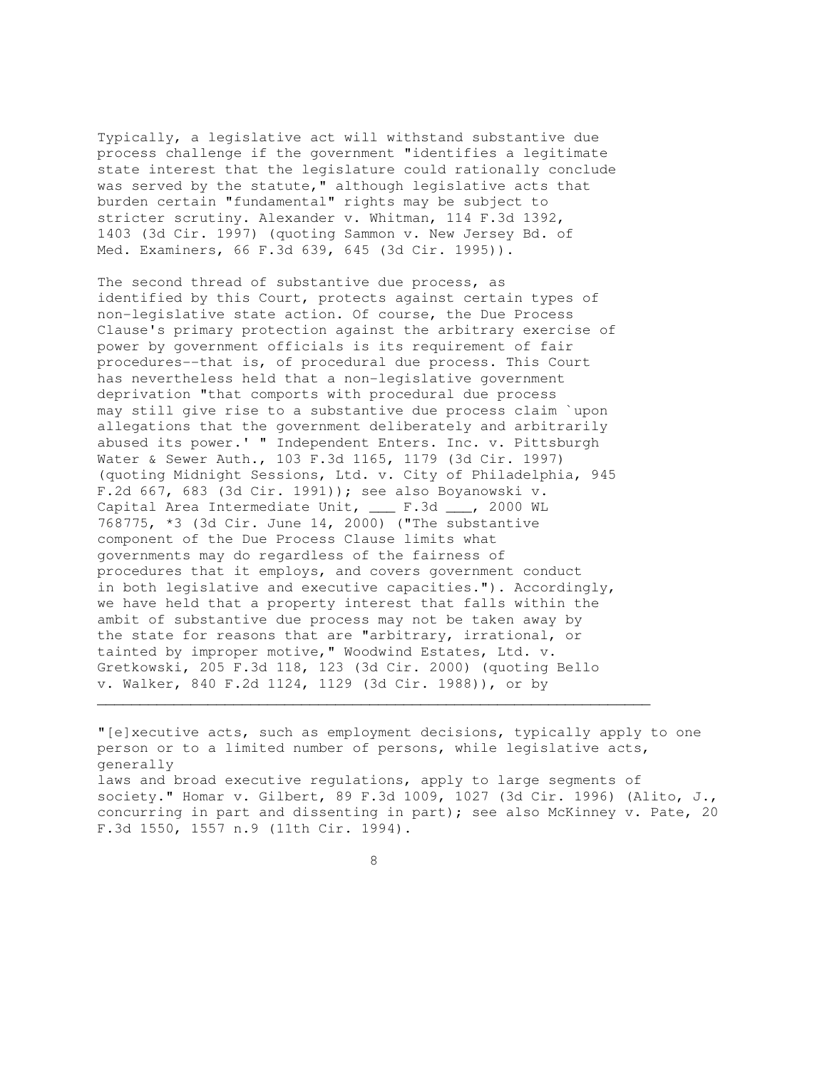Typically, a legislative act will withstand substantive due process challenge if the government "identifies a legitimate state interest that the legislature could rationally conclude was served by the statute," although legislative acts that burden certain "fundamental" rights may be subject to stricter scrutiny. Alexander v. Whitman, 114 F.3d 1392, 1403 (3d Cir. 1997) (quoting Sammon v. New Jersey Bd. of Med. Examiners, 66 F.3d 639, 645 (3d Cir. 1995)).

The second thread of substantive due process, as identified by this Court, protects against certain types of non-legislative state action. Of course, the Due Process Clause's primary protection against the arbitrary exercise of power by government officials is its requirement of fair procedures--that is, of procedural due process. This Court has nevertheless held that a non-legislative government deprivation "that comports with procedural due process may still give rise to a substantive due process claim `upon allegations that the government deliberately and arbitrarily abused its power.' " Independent Enters. Inc. v. Pittsburgh Water & Sewer Auth., 103 F.3d 1165, 1179 (3d Cir. 1997) (quoting Midnight Sessions, Ltd. v. City of Philadelphia, 945 F.2d 667, 683 (3d Cir. 1991)); see also Boyanowski v. Capital Area Intermediate Unit, ___ F.3d ___, 2000 WL 768775, *3 (3d Cir. June 14, 2000) ("The substantive component of the Due Process Clause limits what governments may do regardless of the fairness of procedures that it employs, and covers government conduct in both legislative and executive capacities."). Accordingly, we have held that a property interest that falls within the ambit of substantive due process may not be taken away by the state for reasons that are "arbitrary, irrational, or tainted by improper motive," Woodwind Estates, Ltd. v. Gretkowski, 205 F.3d 118, 123 (3d Cir. 2000) (quoting Bello v. Walker, 840 F.2d 1124, 1129 (3d Cir. 1988)), or by

---

"[e]xecutive acts, such as employment decisions, typically apply to one person or to a limited number of persons, while legislative acts, generally laws and broad executive regulations, apply to large segments of society." Homar v. Gilbert, 89 F.3d 1009, 1027 (3d Cir. 1996) (Alito, J., concurring in part and dissenting in part); see also McKinney v. Pate, 20 F.3d 1550, 1557 n.9 (11th Cir. 1994).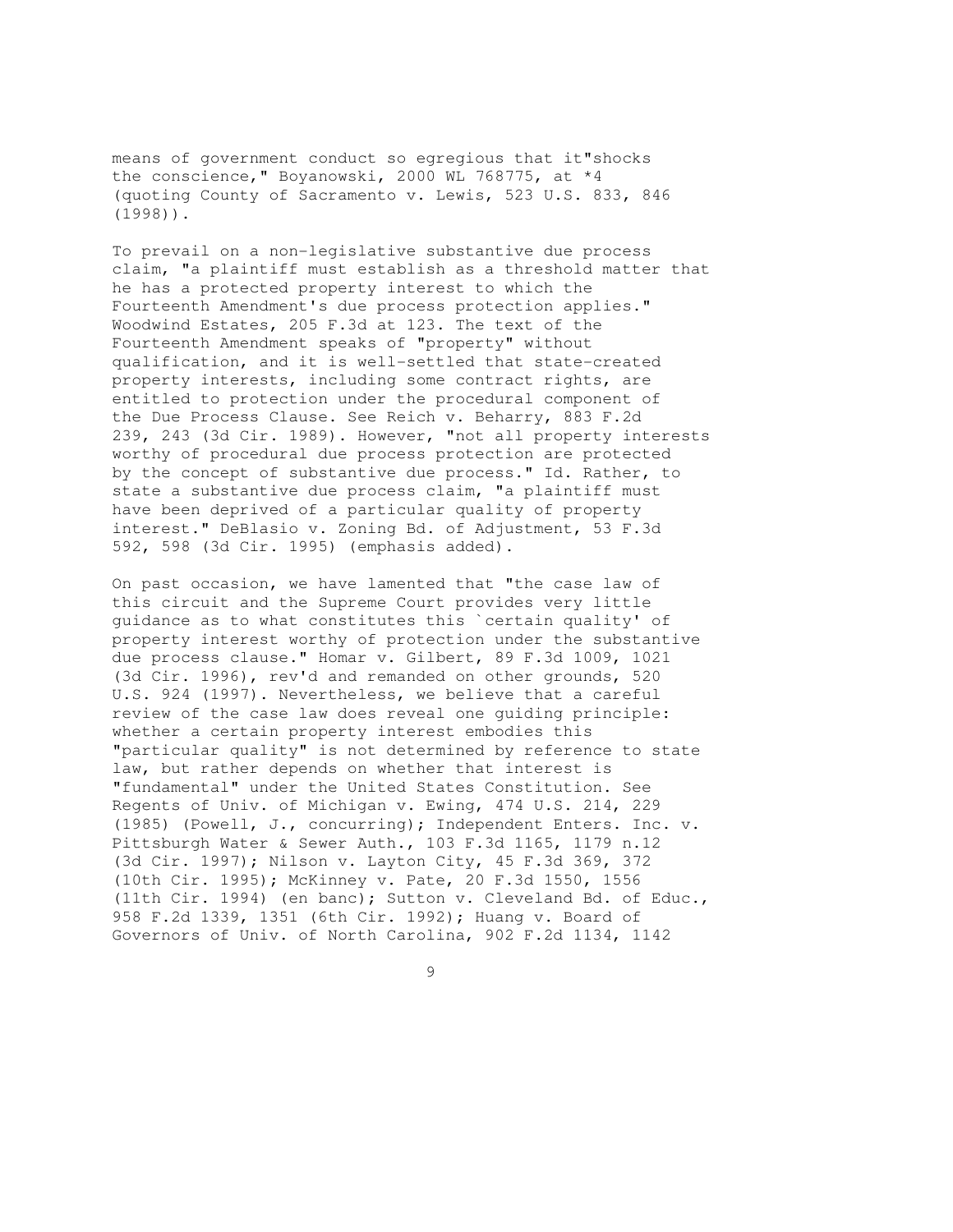means of government conduct so egregious that it"shocks the conscience," Boyanowski, 2000 WL 768775, at *4 (quoting County of Sacramento v. Lewis, 523 U.S. 833, 846 (1998)).

To prevail on a non-legislative substantive due process claim, "a plaintiff must establish as a threshold matter that he has a protected property interest to which the Fourteenth Amendment's due process protection applies." Woodwind Estates, 205 F.3d at 123. The text of the Fourteenth Amendment speaks of "property" without qualification, and it is well-settled that state-created property interests, including some contract rights, are entitled to protection under the procedural component of the Due Process Clause. See Reich v. Beharry, 883 F.2d 239, 243 (3d Cir. 1989). However, "not all property interests worthy of procedural due process protection are protected by the concept of substantive due process." Id. Rather, to state a substantive due process claim, "a plaintiff must have been deprived of a particular quality of property interest." DeBlasio v. Zoning Bd. of Adjustment, 53 F.3d 592, 598 (3d Cir. 1995) (emphasis added).

On past occasion, we have lamented that "the case law of this circuit and the Supreme Court provides very little guidance as to what constitutes this `certain quality' of property interest worthy of protection under the substantive due process clause." Homar v. Gilbert, 89 F.3d 1009, 1021 (3d Cir. 1996), rev'd and remanded on other grounds, 520 U.S. 924 (1997). Nevertheless, we believe that a careful review of the case law does reveal one guiding principle: whether a certain property interest embodies this "particular quality" is not determined by reference to state law, but rather depends on whether that interest is "fundamental" under the United States Constitution. See Regents of Univ. of Michigan v. Ewing, 474 U.S. 214, 229 (1985) (Powell, J., concurring); Independent Enters. Inc. v. Pittsburgh Water & Sewer Auth., 103 F.3d 1165, 1179 n.12 (3d Cir. 1997); Nilson v. Layton City, 45 F.3d 369, 372 (10th Cir. 1995); McKinney v. Pate, 20 F.3d 1550, 1556 (11th Cir. 1994) (en banc); Sutton v. Cleveland Bd. of Educ., 958 F.2d 1339, 1351 (6th Cir. 1992); Huang v. Board of Governors of Univ. of North Carolina, 902 F.2d 1134, 1142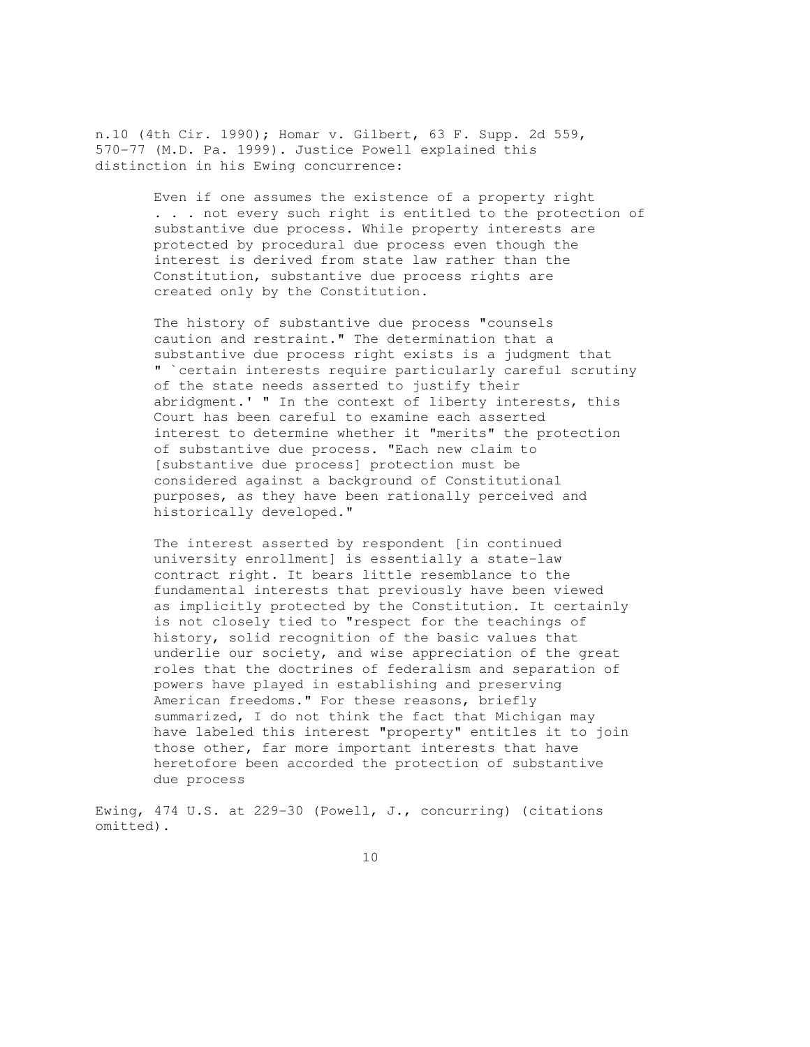n.10 (4th Cir. 1990); Homar v. Gilbert, 63 F. Supp. 2d 559, 570-77 (M.D. Pa. 1999). Justice Powell explained this distinction in his Ewing concurrence:

> Even if one assumes the existence of a property right . . . not every such right is entitled to the protection of substantive due process. While property interests are protected by procedural due process even though the interest is derived from state law rather than the Constitution, substantive due process rights are created only by the Constitution.
>
> The history of substantive due process "counsels caution and restraint." The determination that a substantive due process right exists is a judgment that " `certain interests require particularly careful scrutiny of the state needs asserted to justify their abridgment.' " In the context of liberty interests, this Court has been careful to examine each asserted interest to determine whether it "merits" the protection of substantive due process. "Each new claim to [substantive due process] protection must be considered against a background of Constitutional purposes, as they have been rationally perceived and historically developed."
>
> The interest asserted by respondent [in continued university enrollment] is essentially a state-law contract right. It bears little resemblance to the fundamental interests that previously have been viewed as implicitly protected by the Constitution. It certainly is not closely tied to "respect for the teachings of history, solid recognition of the basic values that underlie our society, and wise appreciation of the great roles that the doctrines of federalism and separation of powers have played in establishing and preserving American freedoms." For these reasons, briefly summarized, I do not think the fact that Michigan may have labeled this interest "property" entitles it to join those other, far more important interests that have heretofore been accorded the protection of substantive due process

Ewing, 474 U.S. at 229-30 (Powell, J., concurring) (citations omitted).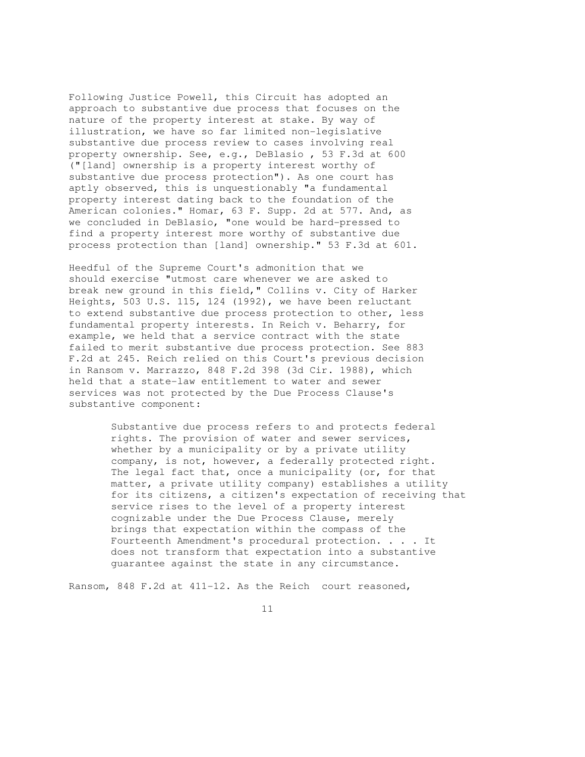Following Justice Powell, this Circuit has adopted an approach to substantive due process that focuses on the nature of the property interest at stake. By way of illustration, we have so far limited non-legislative substantive due process review to cases involving real property ownership. See, e.g., DeBlasio , 53 F.3d at 600 ("[land] ownership is a property interest worthy of substantive due process protection"). As one court has aptly observed, this is unquestionably "a fundamental property interest dating back to the foundation of the American colonies." Homar, 63 F. Supp. 2d at 577. And, as we concluded in DeBlasio, "one would be hard-pressed to find a property interest more worthy of substantive due process protection than [land] ownership." 53 F.3d at 601.

Heedful of the Supreme Court's admonition that we should exercise "utmost care whenever we are asked to break new ground in this field," Collins v. City of Harker Heights, 503 U.S. 115, 124 (1992), we have been reluctant to extend substantive due process protection to other, less fundamental property interests. In Reich v. Beharry, for example, we held that a service contract with the state failed to merit substantive due process protection. See 883 F.2d at 245. Reich relied on this Court's previous decision in Ransom v. Marrazzo, 848 F.2d 398 (3d Cir. 1988), which held that a state-law entitlement to water and sewer services was not protected by the Due Process Clause's substantive component:

> Substantive due process refers to and protects federal rights. The provision of water and sewer services, whether by a municipality or by a private utility company, is not, however, a federally protected right. The legal fact that, once a municipality (or, for that matter, a private utility company) establishes a utility for its citizens, a citizen's expectation of receiving that service rises to the level of a property interest cognizable under the Due Process Clause, merely brings that expectation within the compass of the Fourteenth Amendment's procedural protection. . . . It does not transform that expectation into a substantive guarantee against the state in any circumstance.

Ransom, 848 F.2d at 411-12. As the Reich court reasoned,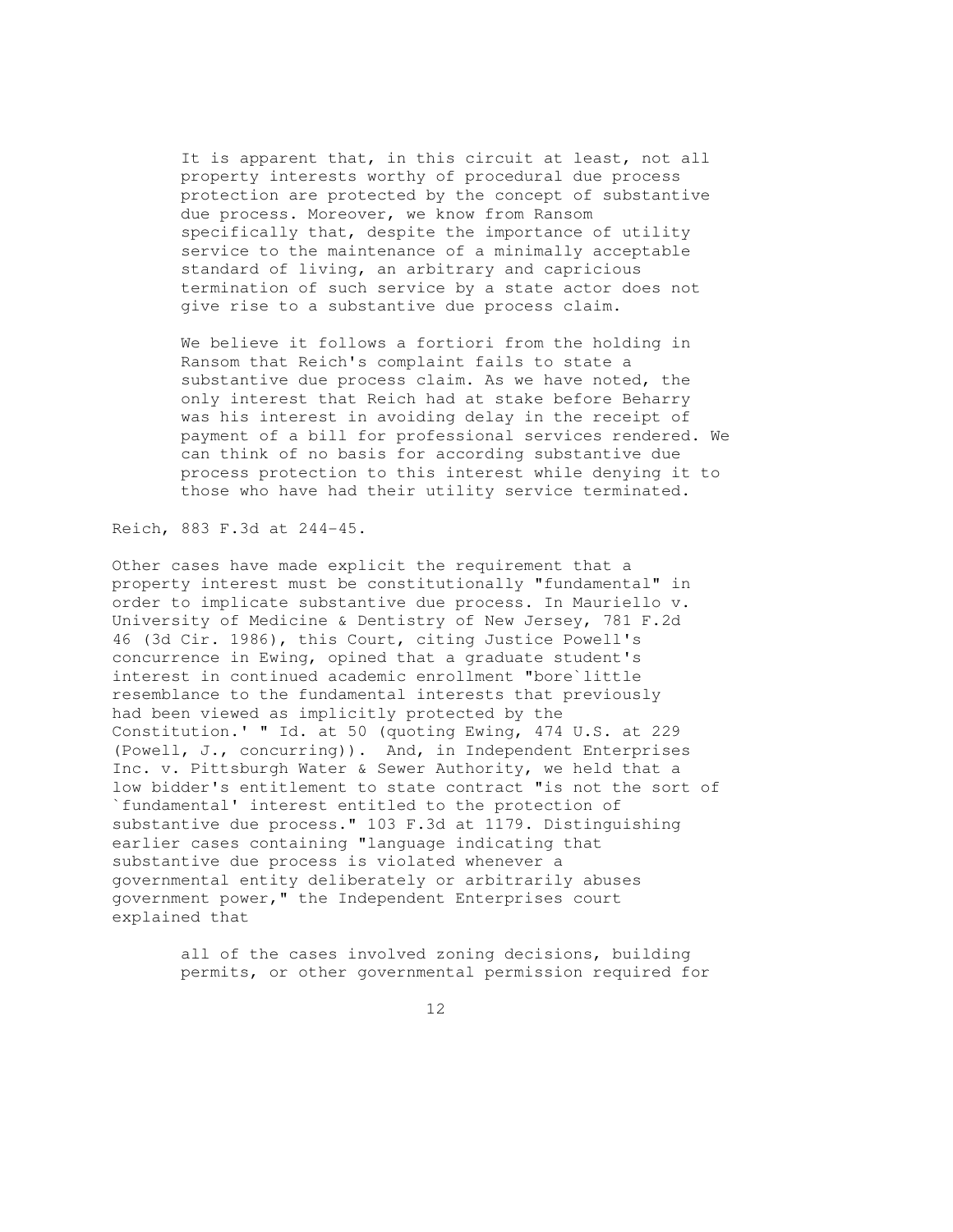> It is apparent that, in this circuit at least, not all property interests worthy of procedural due process protection are protected by the concept of substantive due process. Moreover, we know from Ransom specifically that, despite the importance of utility service to the maintenance of a minimally acceptable standard of living, an arbitrary and capricious termination of such service by a state actor does not give rise to a substantive due process claim.
>
> We believe it follows a fortiori from the holding in Ransom that Reich's complaint fails to state a substantive due process claim. As we have noted, the only interest that Reich had at stake before Beharry was his interest in avoiding delay in the receipt of payment of a bill for professional services rendered. We can think of no basis for according substantive due process protection to this interest while denying it to those who have had their utility service terminated.

Reich, 883 F.3d at 244-45.

Other cases have made explicit the requirement that a property interest must be constitutionally "fundamental" in order to implicate substantive due process. In Mauriello v. University of Medicine & Dentistry of New Jersey, 781 F.2d 46 (3d Cir. 1986), this Court, citing Justice Powell's concurrence in Ewing, opined that a graduate student's interest in continued academic enrollment "bore`little resemblance to the fundamental interests that previously had been viewed as implicitly protected by the Constitution.' " Id. at 50 (quoting Ewing, 474 U.S. at 229 (Powell, J., concurring)). And, in Independent Enterprises Inc. v. Pittsburgh Water & Sewer Authority, we held that a low bidder's entitlement to state contract "is not the sort of `fundamental' interest entitled to the protection of substantive due process." 103 F.3d at 1179. Distinguishing earlier cases containing "language indicating that substantive due process is violated whenever a governmental entity deliberately or arbitrarily abuses government power," the Independent Enterprises court explained that

> all of the cases involved zoning decisions, building permits, or other governmental permission required for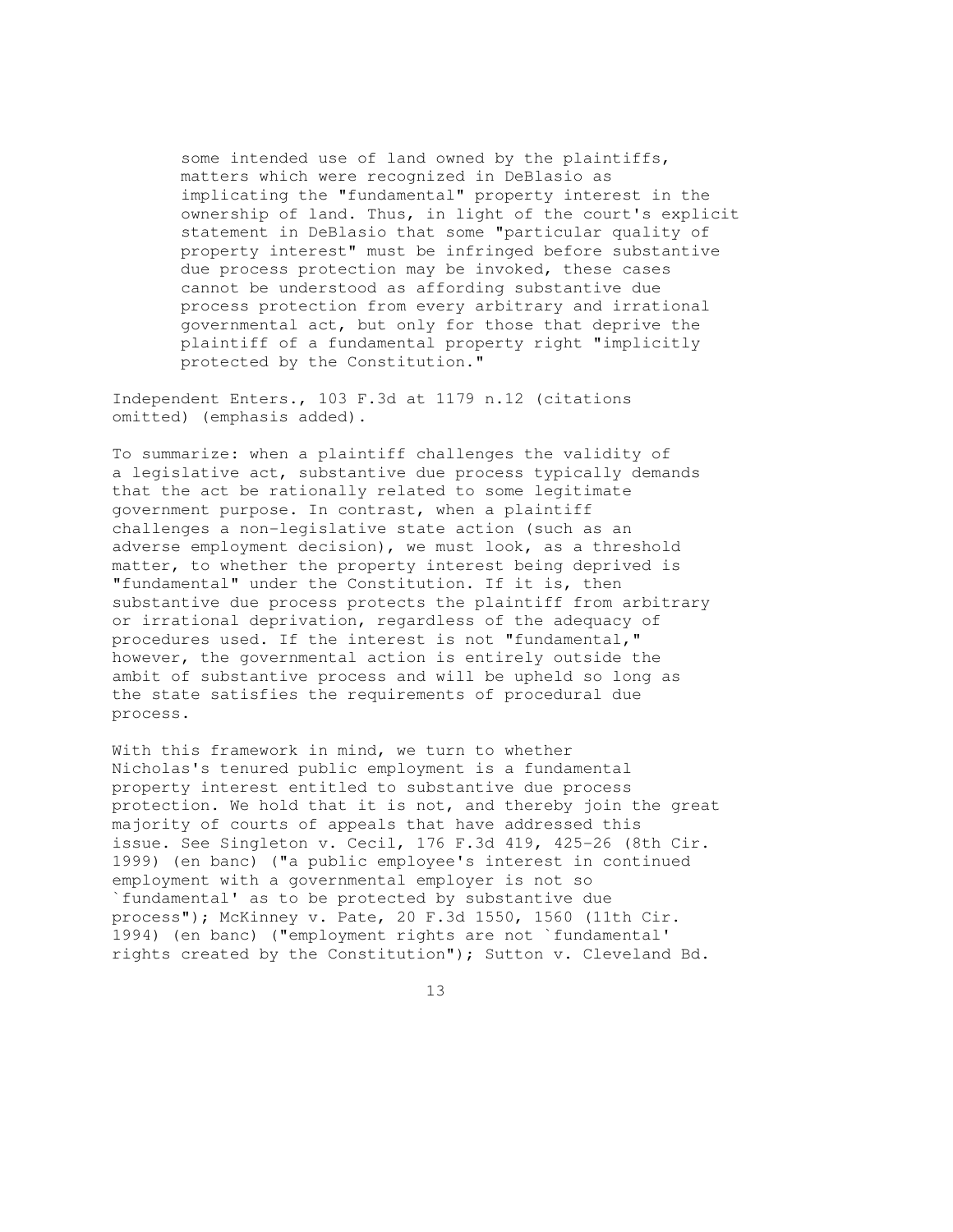> some intended use of land owned by the plaintiffs, matters which were recognized in DeBlasio as implicating the "fundamental" property interest in the ownership of land. Thus, in light of the court's explicit statement in DeBlasio that some "particular quality of property interest" must be infringed before substantive due process protection may be invoked, these cases cannot be understood as affording substantive due process protection from every arbitrary and irrational governmental act, but only for those that deprive the plaintiff of a fundamental property right "implicitly protected by the Constitution."

Independent Enters., 103 F.3d at 1179 n.12 (citations omitted) (emphasis added).

To summarize: when a plaintiff challenges the validity of a legislative act, substantive due process typically demands that the act be rationally related to some legitimate government purpose. In contrast, when a plaintiff challenges a non-legislative state action (such as an adverse employment decision), we must look, as a threshold matter, to whether the property interest being deprived is "fundamental" under the Constitution. If it is, then substantive due process protects the plaintiff from arbitrary or irrational deprivation, regardless of the adequacy of procedures used. If the interest is not "fundamental," however, the governmental action is entirely outside the ambit of substantive process and will be upheld so long as the state satisfies the requirements of procedural due process.

With this framework in mind, we turn to whether Nicholas's tenured public employment is a fundamental property interest entitled to substantive due process protection. We hold that it is not, and thereby join the great majority of courts of appeals that have addressed this issue. See Singleton v. Cecil, 176 F.3d 419, 425-26 (8th Cir. 1999) (en banc) ("a public employee's interest in continued employment with a governmental employer is not so `fundamental' as to be protected by substantive due process"); McKinney v. Pate, 20 F.3d 1550, 1560 (11th Cir. 1994) (en banc) ("employment rights are not `fundamental' rights created by the Constitution"); Sutton v. Cleveland Bd.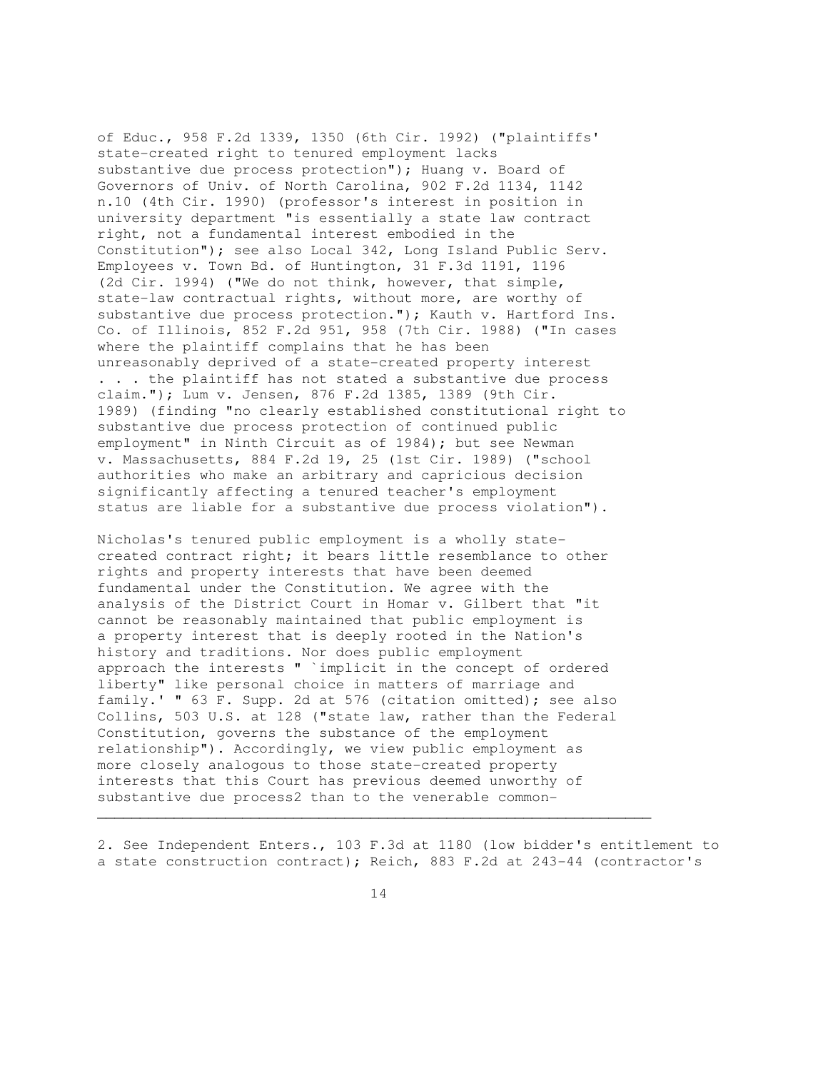of Educ., 958 F.2d 1339, 1350 (6th Cir. 1992) ("plaintiffs' state-created right to tenured employment lacks substantive due process protection"); Huang v. Board of Governors of Univ. of North Carolina, 902 F.2d 1134, 1142 n.10 (4th Cir. 1990) (professor's interest in position in university department "is essentially a state law contract right, not a fundamental interest embodied in the Constitution"); see also Local 342, Long Island Public Serv. Employees v. Town Bd. of Huntington, 31 F.3d 1191, 1196 (2d Cir. 1994) ("We do not think, however, that simple, state-law contractual rights, without more, are worthy of substantive due process protection."); Kauth v. Hartford Ins. Co. of Illinois, 852 F.2d 951, 958 (7th Cir. 1988) ("In cases where the plaintiff complains that he has been unreasonably deprived of a state-created property interest . . . the plaintiff has not stated a substantive due process claim."); Lum v. Jensen, 876 F.2d 1385, 1389 (9th Cir. 1989) (finding "no clearly established constitutional right to substantive due process protection of continued public employment" in Ninth Circuit as of 1984); but see Newman v. Massachusetts, 884 F.2d 19, 25 (1st Cir. 1989) ("school authorities who make an arbitrary and capricious decision significantly affecting a tenured teacher's employment status are liable for a substantive due process violation").

Nicholas's tenured public employment is a wholly state-created contract right; it bears little resemblance to other rights and property interests that have been deemed fundamental under the Constitution. We agree with the analysis of the District Court in Homar v. Gilbert that "it cannot be reasonably maintained that public employment is a property interest that is deeply rooted in the Nation's history and traditions. Nor does public employment approach the interests " `implicit in the concept of ordered liberty" like personal choice in matters of marriage and family.' " 63 F. Supp. 2d at 576 (citation omitted); see also Collins, 503 U.S. at 128 ("state law, rather than the Federal Constitution, governs the substance of the employment relationship"). Accordingly, we view public employment as more closely analogous to those state-created property interests that this Court has previous deemed unworthy of substantive due process2 than to the venerable common-

---

2. See Independent Enters., 103 F.3d at 1180 (low bidder's entitlement to a state construction contract); Reich, 883 F.2d at 243-44 (contractor's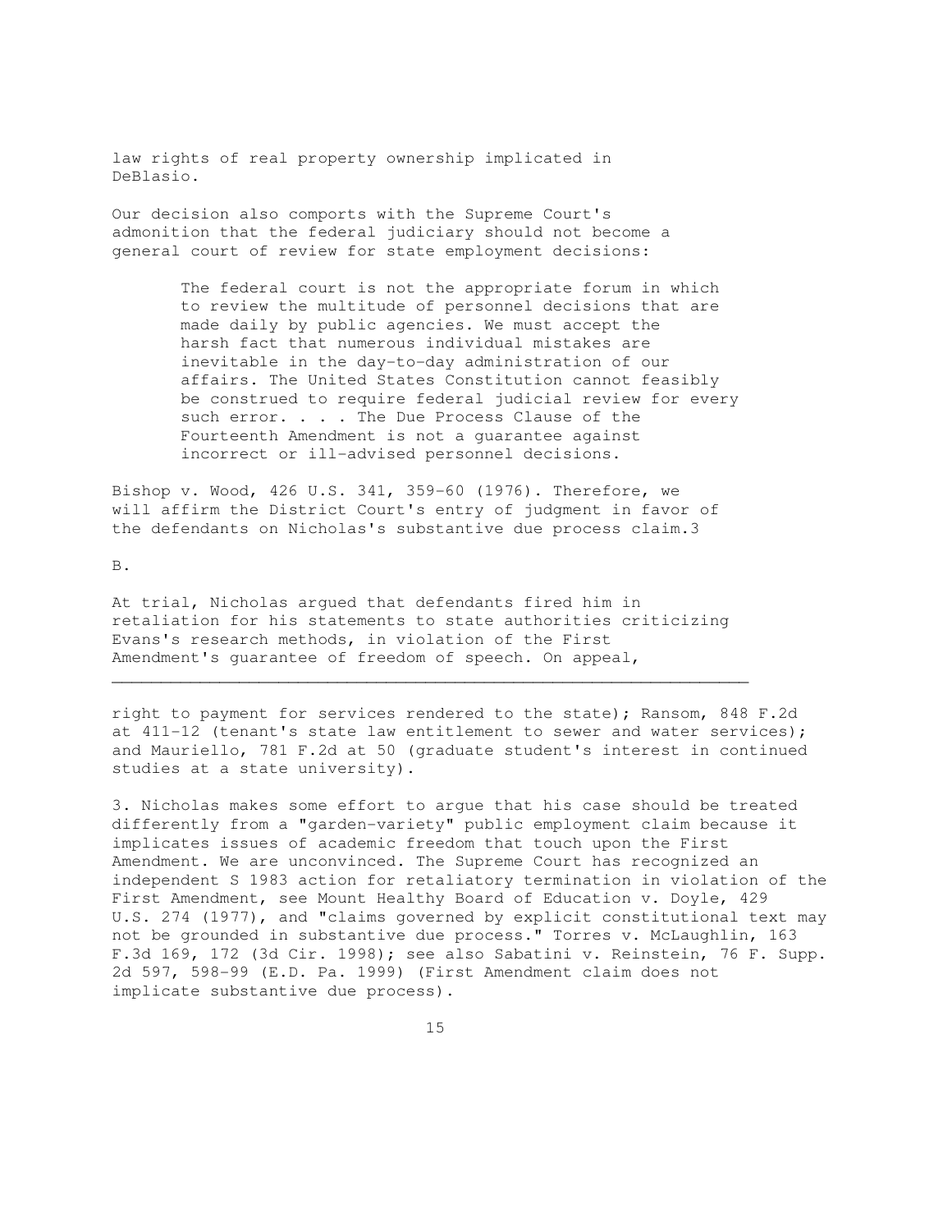law rights of real property ownership implicated in DeBlasio.

Our decision also comports with the Supreme Court's admonition that the federal judiciary should not become a general court of review for state employment decisions:

> The federal court is not the appropriate forum in which to review the multitude of personnel decisions that are made daily by public agencies. We must accept the harsh fact that numerous individual mistakes are inevitable in the day-to-day administration of our affairs. The United States Constitution cannot feasibly be construed to require federal judicial review for every such error. . . . The Due Process Clause of the Fourteenth Amendment is not a guarantee against incorrect or ill-advised personnel decisions.

Bishop v. Wood, 426 U.S. 341, 359-60 (1976). Therefore, we will affirm the District Court's entry of judgment in favor of the defendants on Nicholas's substantive due process claim.[3]

B.

At trial, Nicholas argued that defendants fired him in retaliation for his statements to state authorities criticizing Evans's research methods, in violation of the First Amendment's guarantee of freedom of speech. On appeal,

---

right to payment for services rendered to the state); Ransom, 848 F.2d at 411-12 (tenant's state law entitlement to sewer and water services); and Mauriello, 781 F.2d at 50 (graduate student's interest in continued studies at a state university).

3. Nicholas makes some effort to argue that his case should be treated differently from a "garden-variety" public employment claim because it implicates issues of academic freedom that touch upon the First Amendment. We are unconvinced. The Supreme Court has recognized an independent S 1983 action for retaliatory termination in violation of the First Amendment, see Mount Healthy Board of Education v. Doyle, 429 U.S. 274 (1977), and "claims governed by explicit constitutional text may not be grounded in substantive due process." Torres v. McLaughlin, 163 F.3d 169, 172 (3d Cir. 1998); see also Sabatini v. Reinstein, 76 F. Supp. 2d 597, 598-99 (E.D. Pa. 1999) (First Amendment claim does not implicate substantive due process).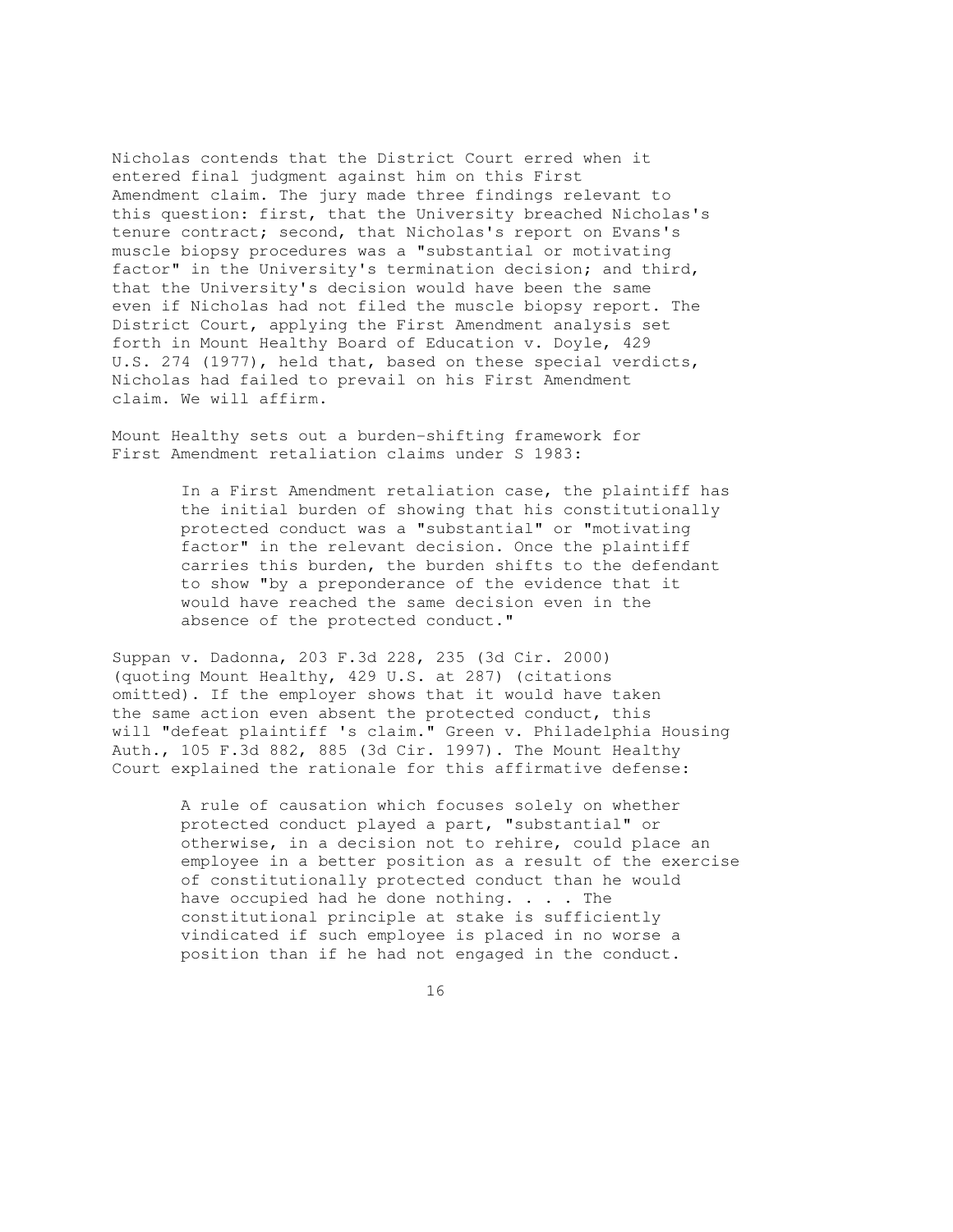Nicholas contends that the District Court erred when it entered final judgment against him on this First Amendment claim. The jury made three findings relevant to this question: first, that the University breached Nicholas's tenure contract; second, that Nicholas's report on Evans's muscle biopsy procedures was a "substantial or motivating factor" in the University's termination decision; and third, that the University's decision would have been the same even if Nicholas had not filed the muscle biopsy report. The District Court, applying the First Amendment analysis set forth in Mount Healthy Board of Education v. Doyle, 429 U.S. 274 (1977), held that, based on these special verdicts, Nicholas had failed to prevail on his First Amendment claim. We will affirm.

Mount Healthy sets out a burden-shifting framework for First Amendment retaliation claims under S 1983:

> In a First Amendment retaliation case, the plaintiff has the initial burden of showing that his constitutionally protected conduct was a "substantial" or "motivating factor" in the relevant decision. Once the plaintiff carries this burden, the burden shifts to the defendant to show "by a preponderance of the evidence that it would have reached the same decision even in the absence of the protected conduct."

Suppan v. Dadonna, 203 F.3d 228, 235 (3d Cir. 2000) (quoting Mount Healthy, 429 U.S. at 287) (citations omitted). If the employer shows that it would have taken the same action even absent the protected conduct, this will "defeat plaintiff 's claim." Green v. Philadelphia Housing Auth., 105 F.3d 882, 885 (3d Cir. 1997). The Mount Healthy Court explained the rationale for this affirmative defense:

> A rule of causation which focuses solely on whether protected conduct played a part, "substantial" or otherwise, in a decision not to rehire, could place an employee in a better position as a result of the exercise of constitutionally protected conduct than he would have occupied had he done nothing. . . . The constitutional principle at stake is sufficiently vindicated if such employee is placed in no worse a position than if he had not engaged in the conduct.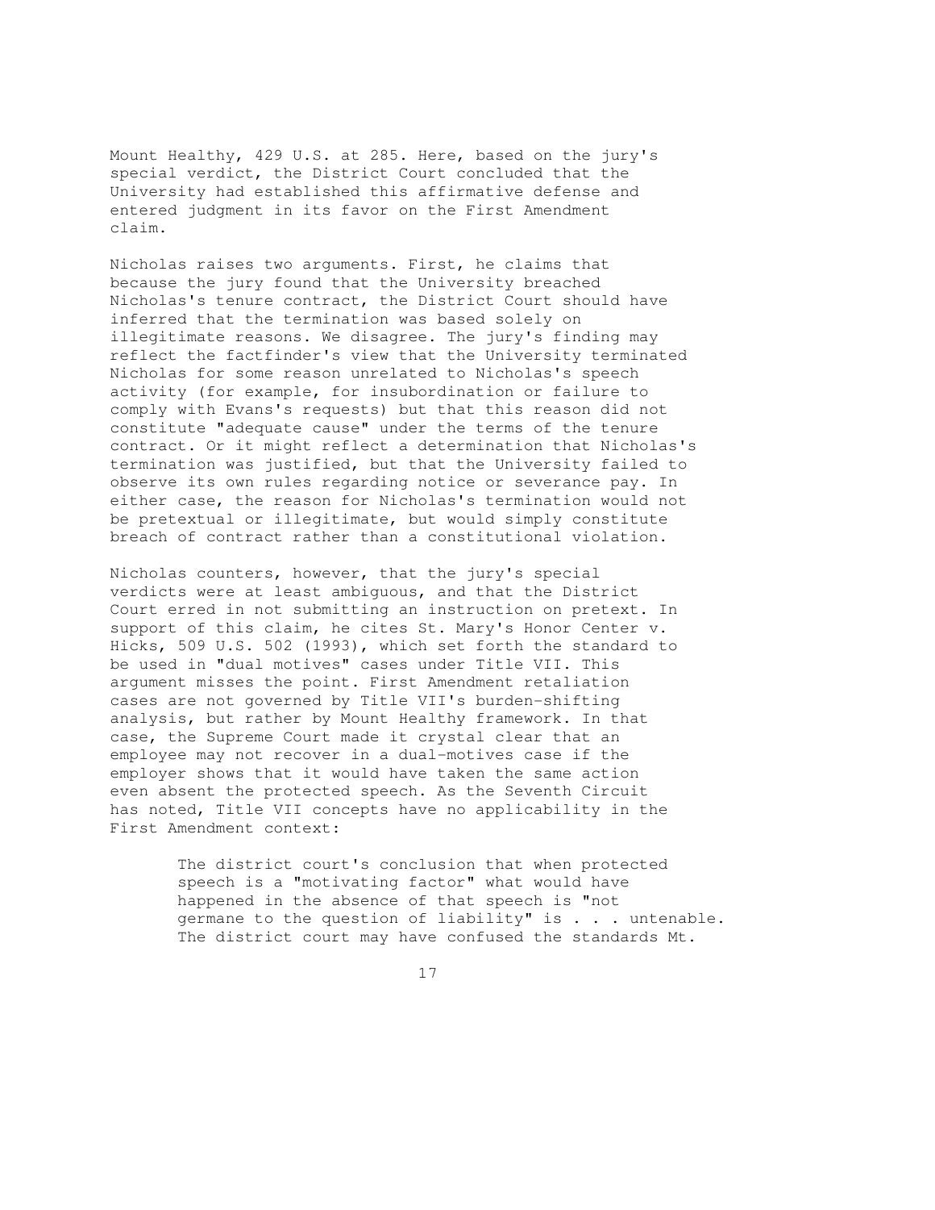Mount Healthy, 429 U.S. at 285. Here, based on the jury's special verdict, the District Court concluded that the University had established this affirmative defense and entered judgment in its favor on the First Amendment claim.

Nicholas raises two arguments. First, he claims that because the jury found that the University breached Nicholas's tenure contract, the District Court should have inferred that the termination was based solely on illegitimate reasons. We disagree. The jury's finding may reflect the factfinder's view that the University terminated Nicholas for some reason unrelated to Nicholas's speech activity (for example, for insubordination or failure to comply with Evans's requests) but that this reason did not constitute "adequate cause" under the terms of the tenure contract. Or it might reflect a determination that Nicholas's termination was justified, but that the University failed to observe its own rules regarding notice or severance pay. In either case, the reason for Nicholas's termination would not be pretextual or illegitimate, but would simply constitute breach of contract rather than a constitutional violation.

Nicholas counters, however, that the jury's special verdicts were at least ambiguous, and that the District Court erred in not submitting an instruction on pretext. In support of this claim, he cites St. Mary's Honor Center v. Hicks, 509 U.S. 502 (1993), which set forth the standard to be used in "dual motives" cases under Title VII. This argument misses the point. First Amendment retaliation cases are not governed by Title VII's burden-shifting analysis, but rather by Mount Healthy framework. In that case, the Supreme Court made it crystal clear that an employee may not recover in a dual-motives case if the employer shows that it would have taken the same action even absent the protected speech. As the Seventh Circuit has noted, Title VII concepts have no applicability in the First Amendment context:

> The district court's conclusion that when protected speech is a "motivating factor" what would have happened in the absence of that speech is "not germane to the question of liability" is . . . untenable. The district court may have confused the standards Mt.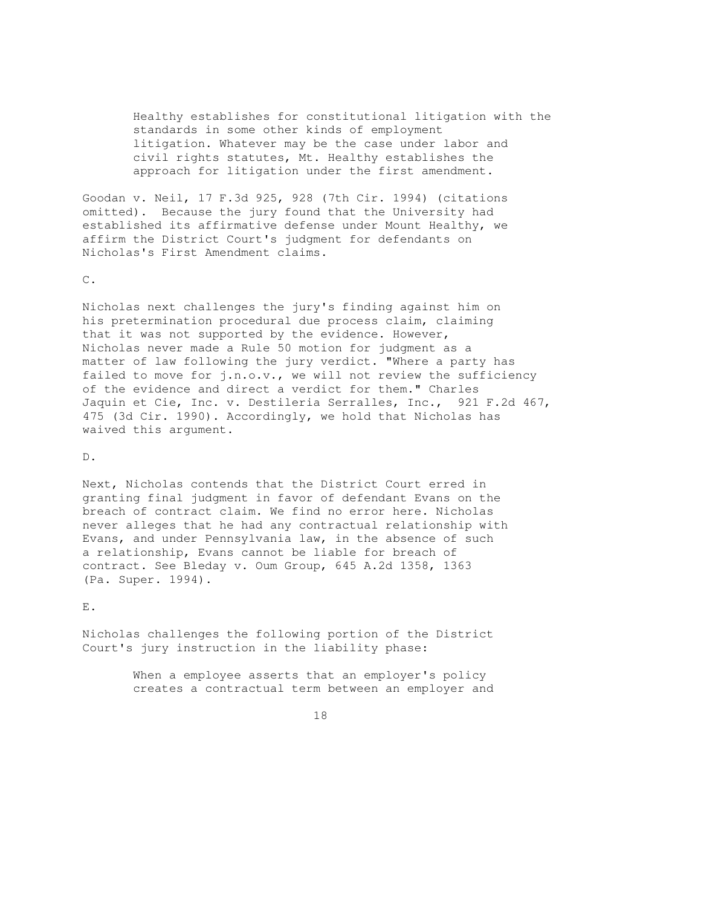> Healthy establishes for constitutional litigation with the standards in some other kinds of employment litigation. Whatever may be the case under labor and civil rights statutes, Mt. Healthy establishes the approach for litigation under the first amendment.

Goodan v. Neil, 17 F.3d 925, 928 (7th Cir. 1994) (citations omitted). Because the jury found that the University had established its affirmative defense under Mount Healthy, we affirm the District Court's judgment for defendants on Nicholas's First Amendment claims.

C.

Nicholas next challenges the jury's finding against him on his pretermination procedural due process claim, claiming that it was not supported by the evidence. However, Nicholas never made a Rule 50 motion for judgment as a matter of law following the jury verdict. "Where a party has failed to move for j.n.o.v., we will not review the sufficiency of the evidence and direct a verdict for them." Charles Jaquin et Cie, Inc. v. Destileria Serralles, Inc., 921 F.2d 467, 475 (3d Cir. 1990). Accordingly, we hold that Nicholas has waived this argument.

D.

Next, Nicholas contends that the District Court erred in granting final judgment in favor of defendant Evans on the breach of contract claim. We find no error here. Nicholas never alleges that he had any contractual relationship with Evans, and under Pennsylvania law, in the absence of such a relationship, Evans cannot be liable for breach of contract. See Bleday v. Oum Group, 645 A.2d 1358, 1363 (Pa. Super. 1994).

E.

Nicholas challenges the following portion of the District Court's jury instruction in the liability phase:

> When a employee asserts that an employer's policy creates a contractual term between an employer and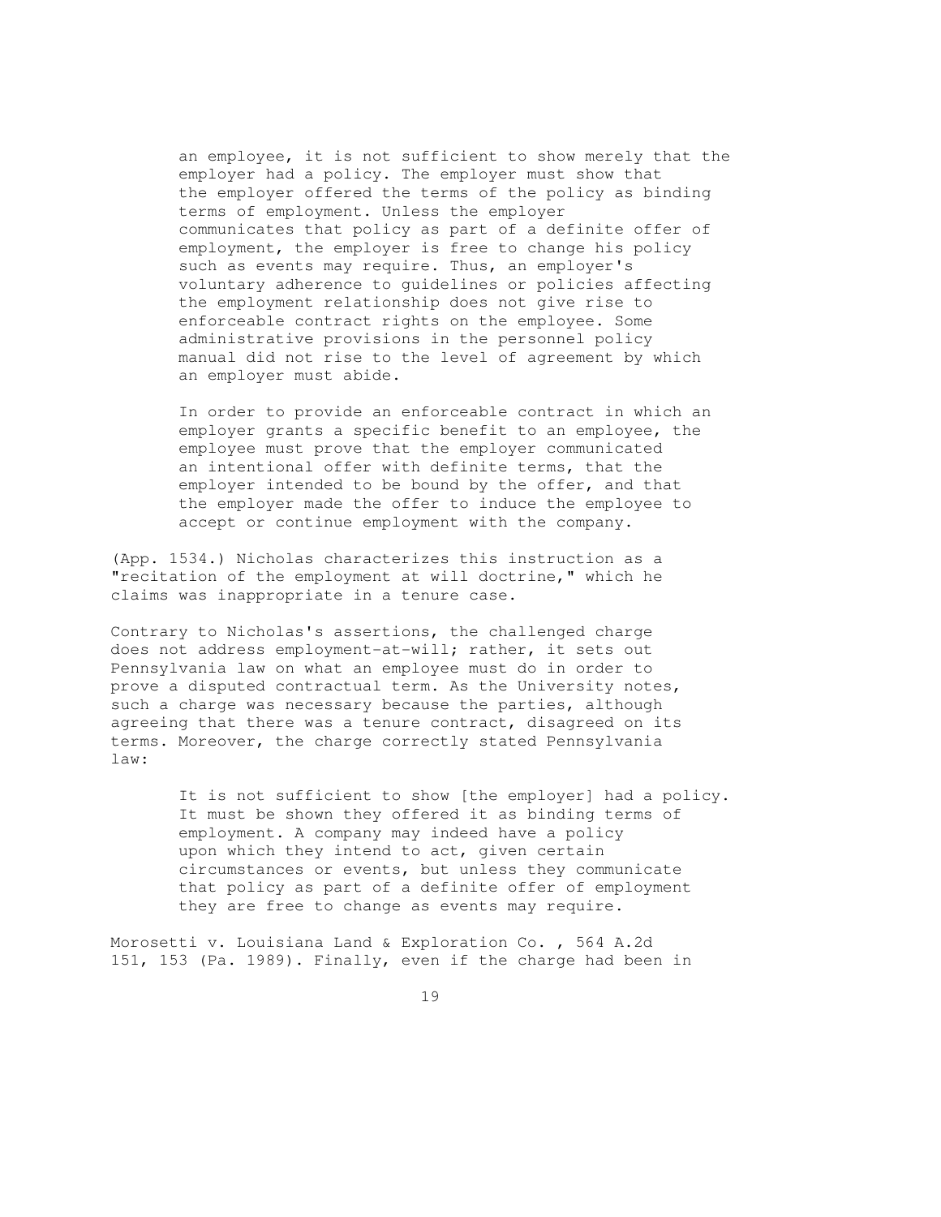> an employee, it is not sufficient to show merely that the employer had a policy. The employer must show that the employer offered the terms of the policy as binding terms of employment. Unless the employer communicates that policy as part of a definite offer of employment, the employer is free to change his policy such as events may require. Thus, an employer's voluntary adherence to guidelines or policies affecting the employment relationship does not give rise to enforceable contract rights on the employee. Some administrative provisions in the personnel policy manual did not rise to the level of agreement by which an employer must abide.
>
> In order to provide an enforceable contract in which an employer grants a specific benefit to an employee, the employee must prove that the employer communicated an intentional offer with definite terms, that the employer intended to be bound by the offer, and that the employer made the offer to induce the employee to accept or continue employment with the company.

(App. 1534.) Nicholas characterizes this instruction as a "recitation of the employment at will doctrine," which he claims was inappropriate in a tenure case.

Contrary to Nicholas's assertions, the challenged charge does not address employment-at-will; rather, it sets out Pennsylvania law on what an employee must do in order to prove a disputed contractual term. As the University notes, such a charge was necessary because the parties, although agreeing that there was a tenure contract, disagreed on its terms. Moreover, the charge correctly stated Pennsylvania law:

> It is not sufficient to show [the employer] had a policy. It must be shown they offered it as binding terms of employment. A company may indeed have a policy upon which they intend to act, given certain circumstances or events, but unless they communicate that policy as part of a definite offer of employment they are free to change as events may require.

*Morosetti v. Louisiana Land & Exploration Co.*, 564 A.2d 151, 153 (Pa. 1989). Finally, even if the charge had been in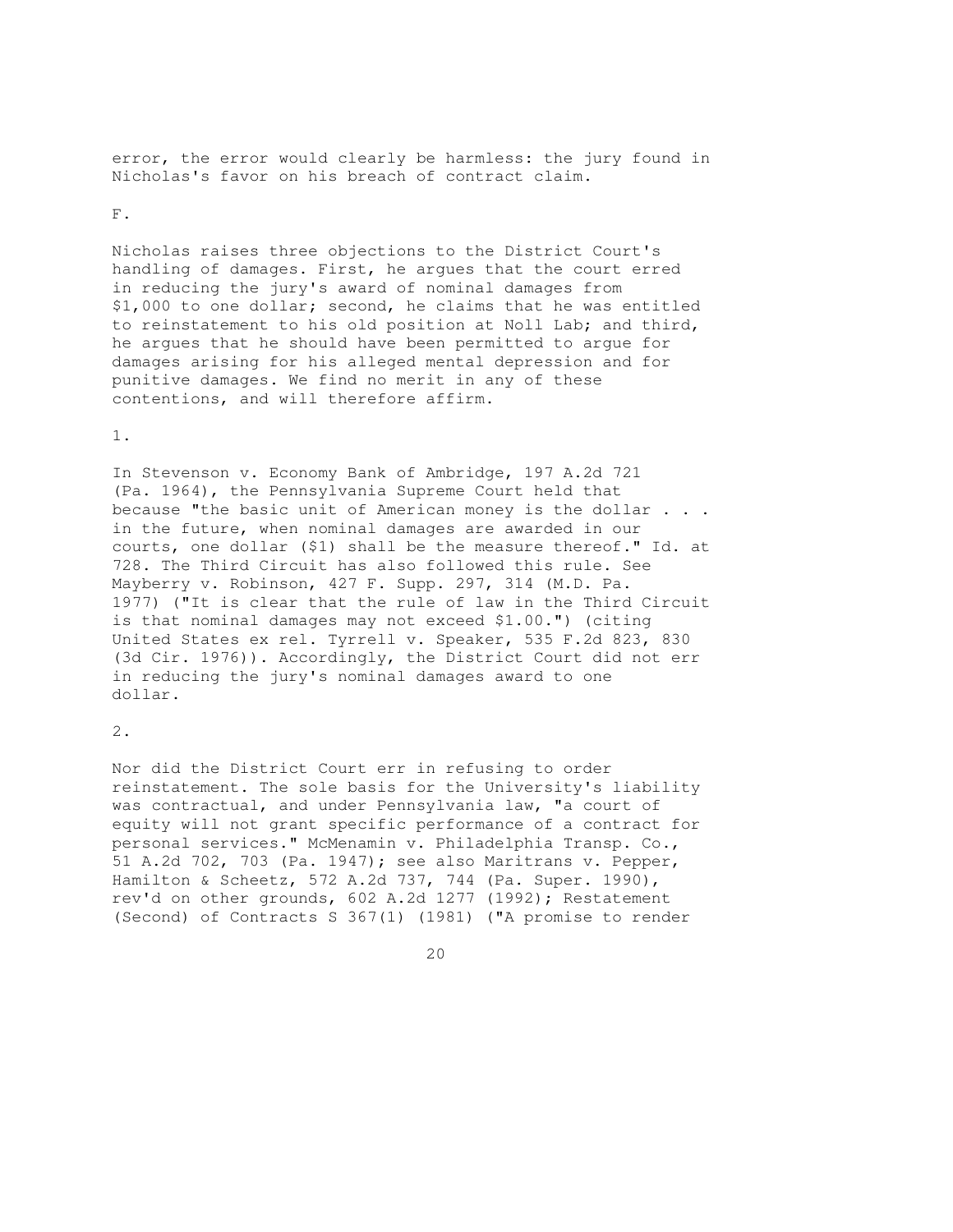error, the error would clearly be harmless: the jury found in Nicholas's favor on his breach of contract claim.

F.

Nicholas raises three objections to the District Court's handling of damages. First, he argues that the court erred in reducing the jury's award of nominal damages from $1,000 to one dollar; second, he claims that he was entitled to reinstatement to his old position at Noll Lab; and third, he argues that he should have been permitted to argue for damages arising for his alleged mental depression and for punitive damages. We find no merit in any of these contentions, and will therefore affirm.

1.

In Stevenson v. Economy Bank of Ambridge, 197 A.2d 721 (Pa. 1964), the Pennsylvania Supreme Court held that because "the basic unit of American money is the dollar . . . in the future, when nominal damages are awarded in our courts, one dollar ($1) shall be the measure thereof." Id. at 728. The Third Circuit has also followed this rule. See Mayberry v. Robinson, 427 F. Supp. 297, 314 (M.D. Pa. 1977) ("It is clear that the rule of law in the Third Circuit is that nominal damages may not exceed $1.00.") (citing United States ex rel. Tyrrell v. Speaker, 535 F.2d 823, 830 (3d Cir. 1976)). Accordingly, the District Court did not err in reducing the jury's nominal damages award to one dollar.

2.

Nor did the District Court err in refusing to order reinstatement. The sole basis for the University's liability was contractual, and under Pennsylvania law, "a court of equity will not grant specific performance of a contract for personal services." McMenamin v. Philadelphia Transp. Co., 51 A.2d 702, 703 (Pa. 1947); see also Maritrans v. Pepper, Hamilton & Scheetz, 572 A.2d 737, 744 (Pa. Super. 1990), rev'd on other grounds, 602 A.2d 1277 (1992); Restatement (Second) of Contracts S 367(1) (1981) ("A promise to render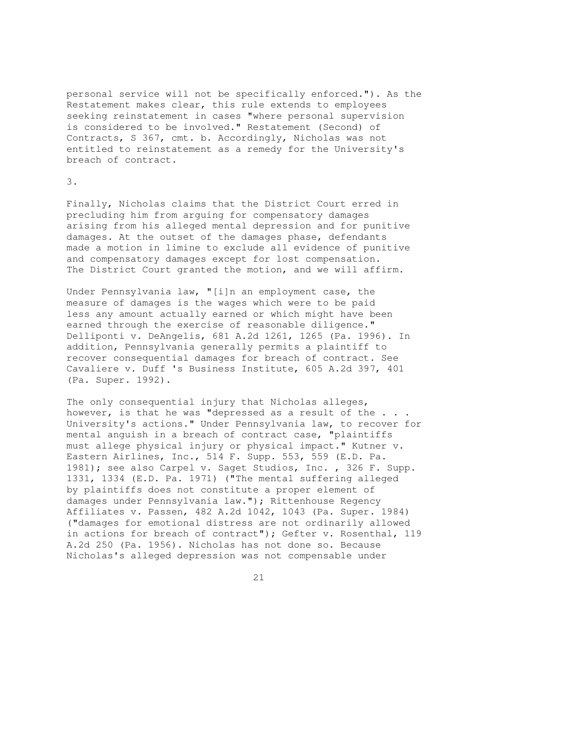personal service will not be specifically enforced."). As the Restatement makes clear, this rule extends to employees seeking reinstatement in cases "where personal supervision is considered to be involved." Restatement (Second) of Contracts, S 367, cmt. b. Accordingly, Nicholas was not entitled to reinstatement as a remedy for the University's breach of contract.

3.

Finally, Nicholas claims that the District Court erred in precluding him from arguing for compensatory damages arising from his alleged mental depression and for punitive damages. At the outset of the damages phase, defendants made a motion in limine to exclude all evidence of punitive and compensatory damages except for lost compensation. The District Court granted the motion, and we will affirm.

Under Pennsylvania law, "[i]n an employment case, the measure of damages is the wages which were to be paid less any amount actually earned or which might have been earned through the exercise of reasonable diligence." Delliponti v. DeAngelis, 681 A.2d 1261, 1265 (Pa. 1996). In addition, Pennsylvania generally permits a plaintiff to recover consequential damages for breach of contract. See Cavaliere v. Duff 's Business Institute, 605 A.2d 397, 401 (Pa. Super. 1992).

The only consequential injury that Nicholas alleges, however, is that he was "depressed as a result of the . . . University's actions." Under Pennsylvania law, to recover for mental anguish in a breach of contract case, "plaintiffs must allege physical injury or physical impact." Kutner v. Eastern Airlines, Inc., 514 F. Supp. 553, 559 (E.D. Pa. 1981); see also Carpel v. Saget Studios, Inc. , 326 F. Supp. 1331, 1334 (E.D. Pa. 1971) ("The mental suffering alleged by plaintiffs does not constitute a proper element of damages under Pennsylvania law."); Rittenhouse Regency Affiliates v. Passen, 482 A.2d 1042, 1043 (Pa. Super. 1984) ("damages for emotional distress are not ordinarily allowed in actions for breach of contract"); Gefter v. Rosenthal, 119 A.2d 250 (Pa. 1956). Nicholas has not done so. Because Nicholas's alleged depression was not compensable under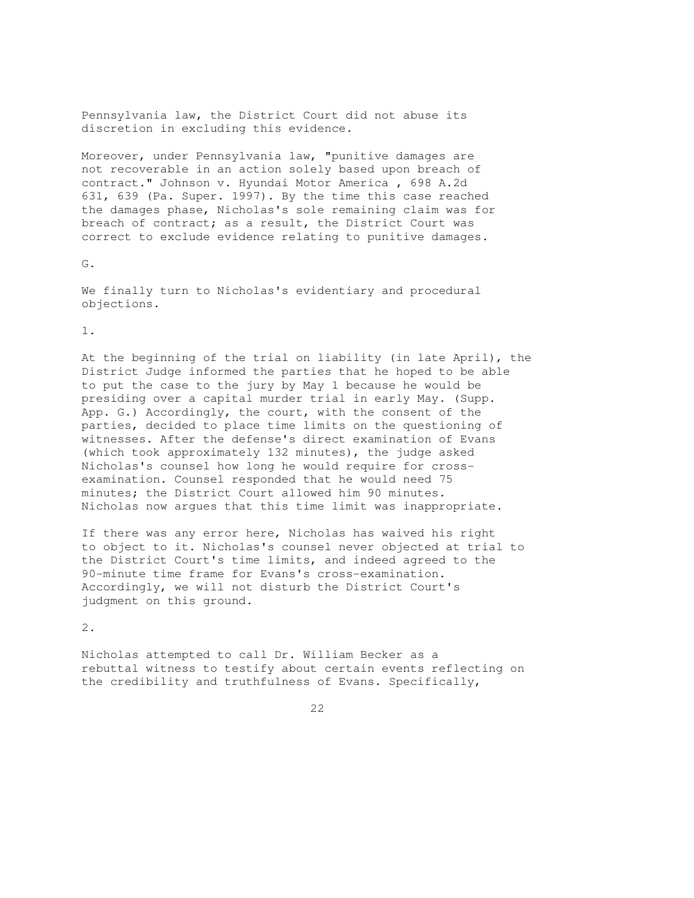Pennsylvania law, the District Court did not abuse its discretion in excluding this evidence.

Moreover, under Pennsylvania law, "punitive damages are not recoverable in an action solely based upon breach of contract." Johnson v. Hyundai Motor America , 698 A.2d 631, 639 (Pa. Super. 1997). By the time this case reached the damages phase, Nicholas's sole remaining claim was for breach of contract; as a result, the District Court was correct to exclude evidence relating to punitive damages.

G.

We finally turn to Nicholas's evidentiary and procedural objections.

1.

At the beginning of the trial on liability (in late April), the District Judge informed the parties that he hoped to be able to put the case to the jury by May 1 because he would be presiding over a capital murder trial in early May. (Supp. App. G.) Accordingly, the court, with the consent of the parties, decided to place time limits on the questioning of witnesses. After the defense's direct examination of Evans (which took approximately 132 minutes), the judge asked Nicholas's counsel how long he would require for cross-examination. Counsel responded that he would need 75 minutes; the District Court allowed him 90 minutes. Nicholas now argues that this time limit was inappropriate.

If there was any error here, Nicholas has waived his right to object to it. Nicholas's counsel never objected at trial to the District Court's time limits, and indeed agreed to the 90-minute time frame for Evans's cross-examination. Accordingly, we will not disturb the District Court's judgment on this ground.

2.

Nicholas attempted to call Dr. William Becker as a rebuttal witness to testify about certain events reflecting on the credibility and truthfulness of Evans. Specifically,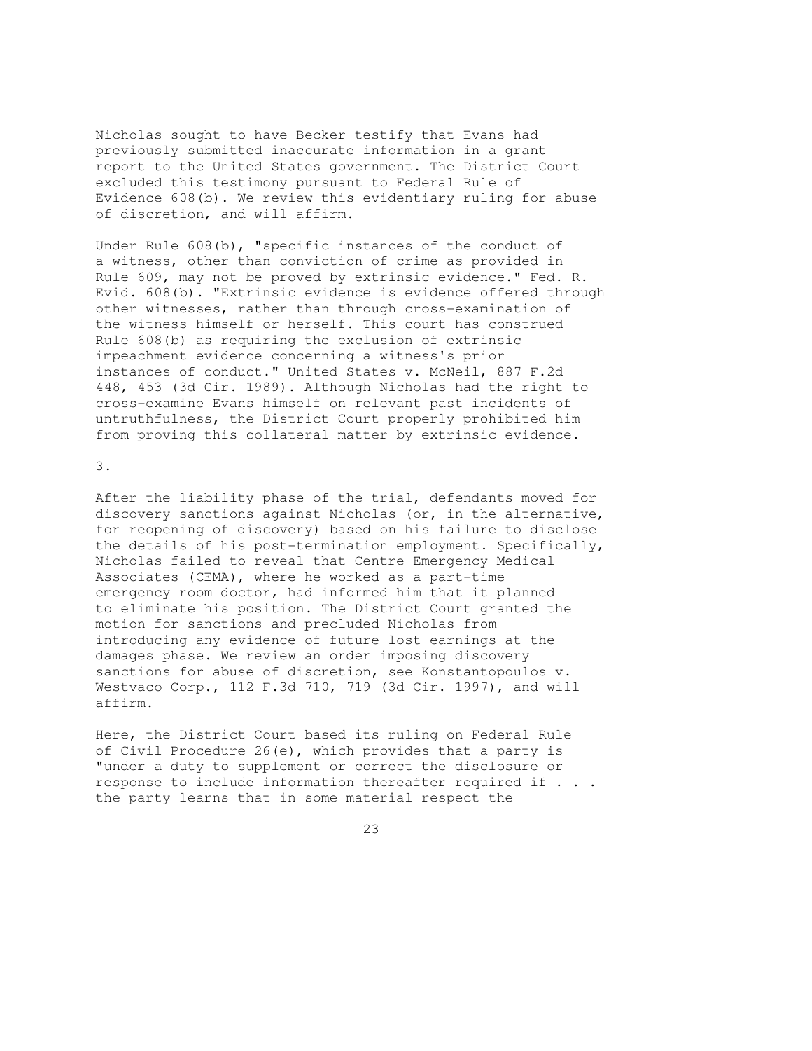Nicholas sought to have Becker testify that Evans had previously submitted inaccurate information in a grant report to the United States government. The District Court excluded this testimony pursuant to Federal Rule of Evidence 608(b). We review this evidentiary ruling for abuse of discretion, and will affirm.

Under Rule 608(b), "specific instances of the conduct of a witness, other than conviction of crime as provided in Rule 609, may not be proved by extrinsic evidence." Fed. R. Evid. 608(b). "Extrinsic evidence is evidence offered through other witnesses, rather than through cross-examination of the witness himself or herself. This court has construed Rule 608(b) as requiring the exclusion of extrinsic impeachment evidence concerning a witness's prior instances of conduct." United States v. McNeil, 887 F.2d 448, 453 (3d Cir. 1989). Although Nicholas had the right to cross-examine Evans himself on relevant past incidents of untruthfulness, the District Court properly prohibited him from proving this collateral matter by extrinsic evidence.

3.

After the liability phase of the trial, defendants moved for discovery sanctions against Nicholas (or, in the alternative, for reopening of discovery) based on his failure to disclose the details of his post-termination employment. Specifically, Nicholas failed to reveal that Centre Emergency Medical Associates (CEMA), where he worked as a part-time emergency room doctor, had informed him that it planned to eliminate his position. The District Court granted the motion for sanctions and precluded Nicholas from introducing any evidence of future lost earnings at the damages phase. We review an order imposing discovery sanctions for abuse of discretion, see Konstantopoulos v. Westvaco Corp., 112 F.3d 710, 719 (3d Cir. 1997), and will affirm.

Here, the District Court based its ruling on Federal Rule of Civil Procedure 26(e), which provides that a party is "under a duty to supplement or correct the disclosure or response to include information thereafter required if . . . the party learns that in some material respect the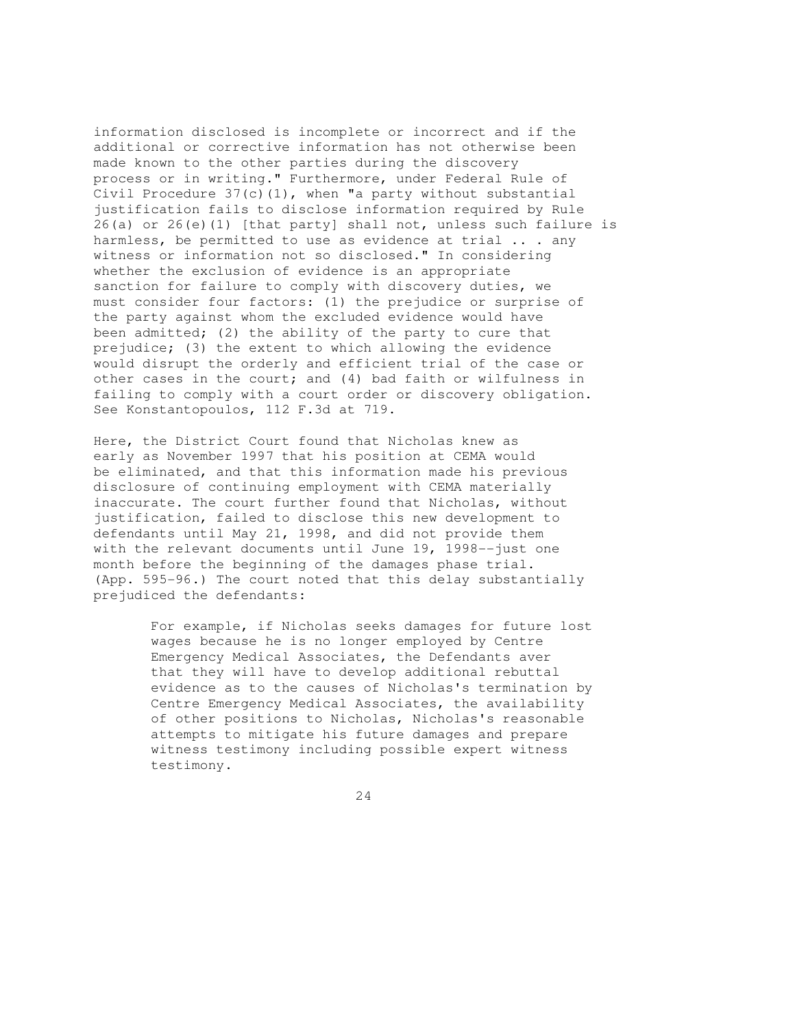information disclosed is incomplete or incorrect and if the additional or corrective information has not otherwise been made known to the other parties during the discovery process or in writing." Furthermore, under Federal Rule of Civil Procedure 37(c)(1), when "a party without substantial justification fails to disclose information required by Rule 26(a) or 26(e)(1) [that party] shall not, unless such failure is harmless, be permitted to use as evidence at trial .. . any witness or information not so disclosed." In considering whether the exclusion of evidence is an appropriate sanction for failure to comply with discovery duties, we must consider four factors: (1) the prejudice or surprise of the party against whom the excluded evidence would have been admitted; (2) the ability of the party to cure that prejudice; (3) the extent to which allowing the evidence would disrupt the orderly and efficient trial of the case or other cases in the court; and (4) bad faith or wilfulness in failing to comply with a court order or discovery obligation. See Konstantopoulos, 112 F.3d at 719.

Here, the District Court found that Nicholas knew as early as November 1997 that his position at CEMA would be eliminated, and that this information made his previous disclosure of continuing employment with CEMA materially inaccurate. The court further found that Nicholas, without justification, failed to disclose this new development to defendants until May 21, 1998, and did not provide them with the relevant documents until June 19, 1998--just one month before the beginning of the damages phase trial. (App. 595-96.) The court noted that this delay substantially prejudiced the defendants:

> For example, if Nicholas seeks damages for future lost wages because he is no longer employed by Centre Emergency Medical Associates, the Defendants aver that they will have to develop additional rebuttal evidence as to the causes of Nicholas's termination by Centre Emergency Medical Associates, the availability of other positions to Nicholas, Nicholas's reasonable attempts to mitigate his future damages and prepare witness testimony including possible expert witness testimony.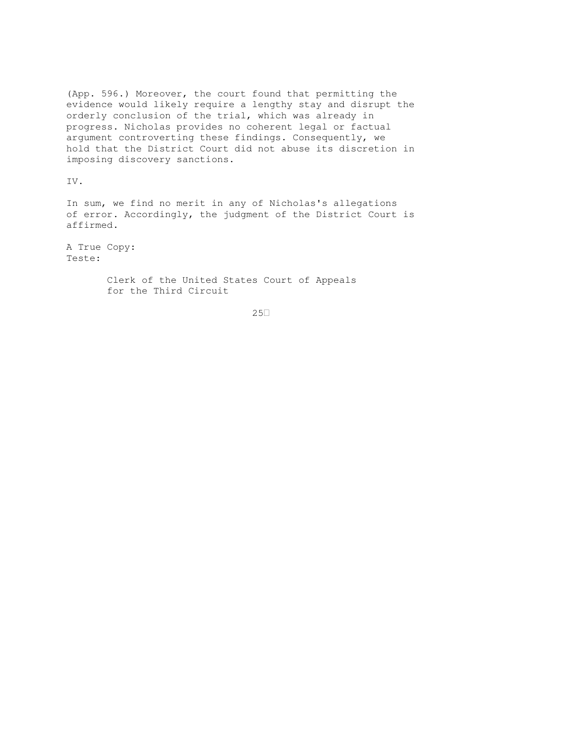(App. 596.) Moreover, the court found that permitting the evidence would likely require a lengthy stay and disrupt the orderly conclusion of the trial, which was already in progress. Nicholas provides no coherent legal or factual argument controverting these findings. Consequently, we hold that the District Court did not abuse its discretion in imposing discovery sanctions.

IV.

In sum, we find no merit in any of Nicholas's allegations of error. Accordingly, the judgment of the District Court is affirmed.

A True Copy:
Teste:

Clerk of the United States Court of Appeals
for the Third Circuit